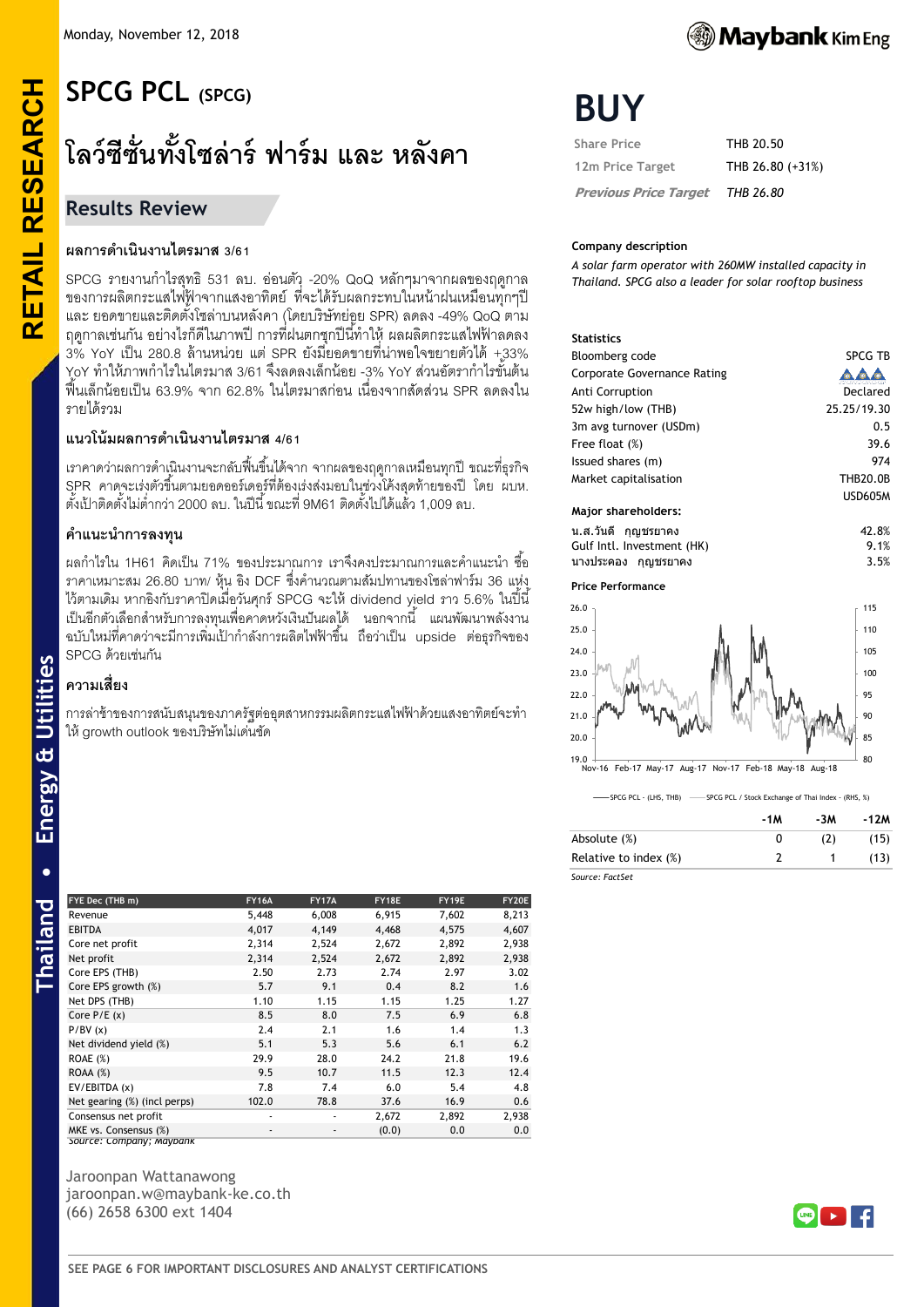Monday, November 12, 2018

# SPCG PCL (SPCG)

## โลว์ซีซั่นทั้งโซล่าร์ ฟาร์ม และ หลังคา

### Results Review

**ผลการดำเนินงานไตรมาส 3/61**

SPCG รายงานกำไรสุทธิ 531 ลบ. อ่อนตัว -20% QoQ หลักๆมาจากผลของฤดูกาลของการผลิตกระแสไฟฟ้าจากแสงอาทิตย์ ที่จะได้รับผลกระทบในหน้าฝนเหมือนทุกๆปี และ ยอดขายและติดตั้งโซล่าบนหลังคา (โดยบริษัทย่อย SPR) ลดลง -49% QoQ ตามฤดูกาลเช่นกัน อย่างไรก็ดีในภาพปี การที่ฝนตกชุกปีนี้ทำให้ ผลผลิตกระแสไฟฟ้าลดลง 3% YoY เป็น 280.8 ล้านหน่วย แต่ SPR ยังมียอดขายที่น่าพอใจขยายตัวได้ +33% YoY ทำให้ภาพกำไรในไตรมาส 3/61 จึงลดลงเล็กน้อย -3% YoY ส่วนอัตรากำไรขั้นต้นฟื้นเล็กน้อยเป็น 63.9% จาก 62.8% ในไตรมาสก่อน เนื่องจากสัดส่วน SPR ลดลงในรายได้รวม

**แนวโน้มผลการดำเนินงานไตรมาส 4/61**

เราคาดว่าผลการดำเนินงานจะกลับฟื้นขึ้นได้จาก จากผลของฤดูกาลเหมือนทุกปี ขณะที่ธุรกิจ SPR คาดจะเร่งตัวขึ้นตามยอดออร์เดอร์ที่ต้องเร่งส่งมอบในช่วงโค้งสุดท้ายของปี โดย ผบห. ตั้งเป้าติดตั้งไม่ต่ำกว่า 2000 ลบ. ในปีนี้ ขณะที่ 9M61 ติดตั้งไปได้แล้ว 1,009 ลบ.

**คำแนะนำการลงทุน**

ผลกำไรใน 1H61 คิดเป็น 71% ของประมาณการ เราจึงคงประมาณการและคำแนะนำ ซื้อ ราคาเหมาะสม 26.80 บาท/ หุ้น อิง DCF ซึ่งคำนวณตามสัมปทานของโซล่าฟาร์ม 36 แห่ง ไว้ตามเดิม หากอิงกับราคาปิดเมื่อวันศุกร์ SPCG จะให้ dividend yield ราว 5.6% ในปีนี้ เป็นอีกตัวเลือกสำหรับการลงทุนเพื่อคาดหวังเงินปันผลได้ นอกจากนี้ แผนพัฒนาพลังงานฉบับใหม่ที่คาดว่าจะมีการเพิ่มเป้ากำลังการผลิตไฟฟ้าขึ้น ถือว่าเป็น upside ต่อธุรกิจของ SPCG ด้วยเช่นกัน

**ความเสี่ยง**

การล่าช้าของการสนับสนุนของภาครัฐต่ออุตสาหกรรมผลิตกระแสไฟฟ้าด้วยแสงอาทิตย์จะทำให้ growth outlook ของบริษัทไม่เด่นชัด

| FYE Dec (THB m) | FY16A | FY17A | FY18E | FY19E | FY20E |
|---|---|---|---|---|---|
| Revenue | 5,448 | 6,008 | 6,915 | 7,602 | 8,213 |
| EBITDA | 4,017 | 4,149 | 4,468 | 4,575 | 4,607 |
| Core net profit | 2,314 | 2,524 | 2,672 | 2,892 | 2,938 |
| Net profit | 2,314 | 2,524 | 2,672 | 2,892 | 2,938 |
| Core EPS (THB) | 2.50 | 2.73 | 2.74 | 2.97 | 3.02 |
| Core EPS growth (%) | 5.7 | 9.1 | 0.4 | 8.2 | 1.6 |
| Net DPS (THB) | 1.10 | 1.15 | 1.15 | 1.25 | 1.27 |
| Core P/E (x) | 8.5 | 8.0 | 7.5 | 6.9 | 6.8 |
| P/BV (x) | 2.4 | 2.1 | 1.6 | 1.4 | 1.3 |
| Net dividend yield (%) | 5.1 | 5.3 | 5.6 | 6.1 | 6.2 |
| ROAE (%) | 29.9 | 28.0 | 24.2 | 21.8 | 19.6 |
| ROAA (%) | 9.5 | 10.7 | 11.5 | 12.3 | 12.4 |
| EV/EBITDA (x) | 7.8 | 7.4 | 6.0 | 5.4 | 4.8 |
| Net gearing (%) (incl perps) | 102.0 | 78.8 | 37.6 | 16.9 | 0.6 |
| Consensus net profit | - | - | 2,672 | 2,892 | 2,938 |
| MKE vs. Consensus (%) | - | - | (0.0) | 0.0 | 0.0 |

Source: Company; Maybank

Jaroonpan Wattanawong
jaroonpan.w@maybank-ke.co.th
(66) 2658 6300 ext 1404

# BUY

| | |
|---|---|
| Share Price | THB 20.50 |
| 12m Price Target | THB 26.80 (+31%) |
| *Previous Price Target* | *THB 26.80* |

**Company description**

*A solar farm operator with 260MW installed capacity in Thailand. SPCG also a leader for solar rooftop business*

**Statistics**

| | |
|---|---|
| Bloomberg code | SPCG TB |
| Corporate Governance Rating | |
| Anti Corruption | Declared |
| 52w high/low (THB) | 25.25/19.30 |
| 3m avg turnover (USDm) | 0.5 |
| Free float (%) | 39.6 |
| Issued shares (m) | 974 |
| Market capitalisation | THB20.0B |
| | USD605M |

**Major shareholders:**

| | |
|---|---|
| น.ส.วันดี กุญชรยาคง | 42.8% |
| Gulf Intl. Investment (HK) | 9.1% |
| นางประคอง กุญชรยาคง | 3.5% |

**Price Performance**

—— SPCG PCL - (LHS, THB) —— SPCG PCL / Stock Exchange of Thai Index - (RHS, %)

| | -1M | -3M | -12M |
|---|---|---|---|
| Absolute (%) | 0 | (2) | (15) |
| Relative to index (%) | 2 | 1 | (13) |

Source: FactSet

SEE PAGE 6 FOR IMPORTANT DISCLOSURES AND ANALYST CERTIFICATIONS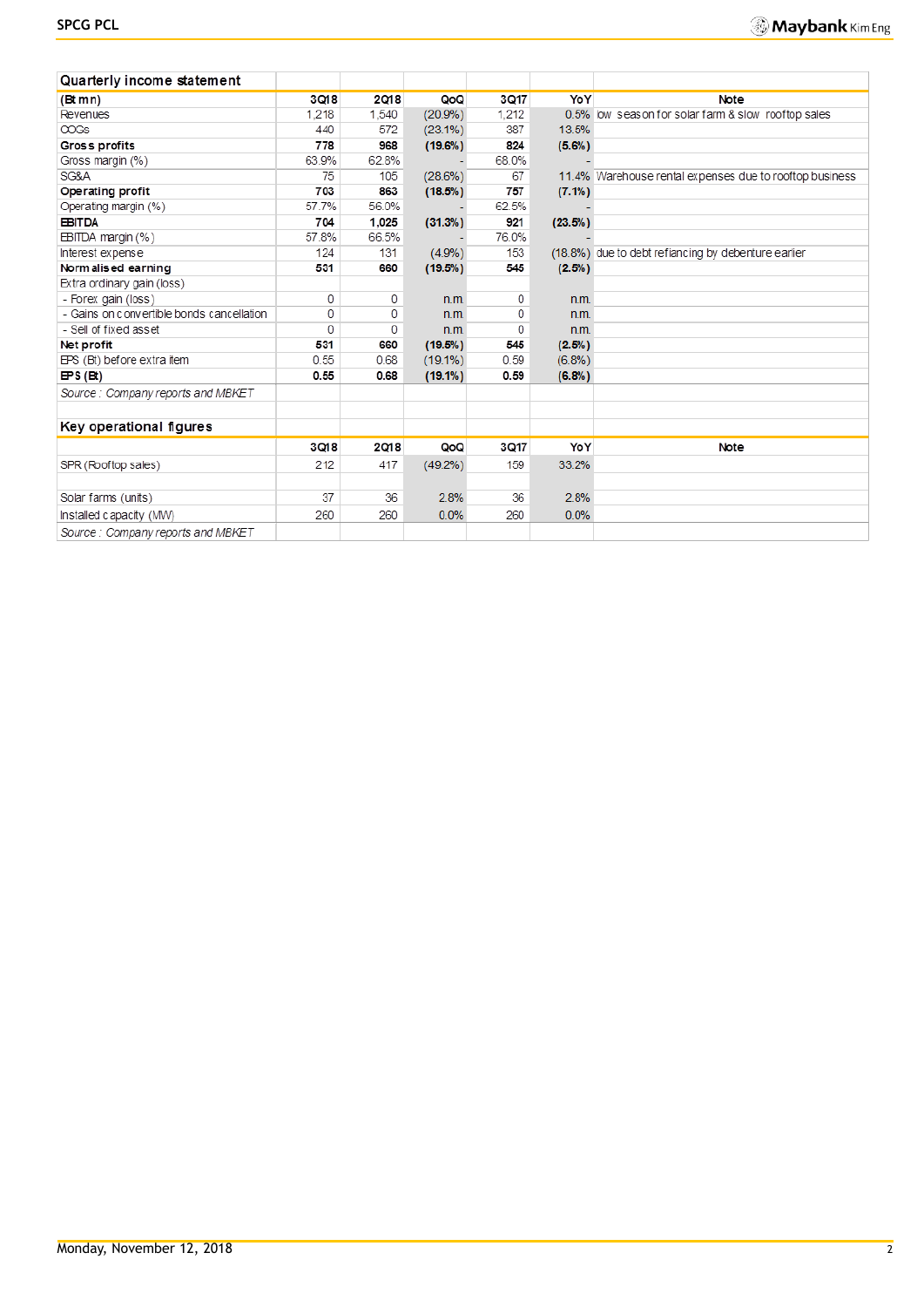## Quarterly income statement

| (Bt mn) | 3Q18 | 2Q18 | QoQ | 3Q17 | YoY | Note |
|---|---|---|---|---|---|---|
| Revenues | 1,218 | 1,540 | (20.9%) | 1,212 | 0.5% | low season for solar farm & slow rooftop sales |
| COGs | 440 | 572 | (23.1%) | 387 | 13.5% | |
| **Gross profits** | **778** | **968** | **(19.6%)** | **824** | **(5.6%)** | |
| Gross margin (%) | 63.9% | 62.8% | - | 68.0% | - | |
| SG&A | 75 | 105 | (28.6%) | 67 | 11.4% | Warehouse rental expenses due to rooftop business |
| **Operating profit** | **703** | **863** | **(18.5%)** | **757** | **(7.1%)** | |
| Operating margin (%) | 57.7% | 56.0% | - | 62.5% | - | |
| **EBITDA** | **704** | **1,025** | **(31.3%)** | **921** | **(23.5%)** | |
| EBITDA margin (%) | 57.8% | 66.5% | - | 76.0% | - | |
| Interest expense | 124 | 131 | (4.9%) | 153 | (18.8%) | due to debt refiancing by debenture earier |
| **Normalised earning** | **531** | **660** | **(19.5%)** | **545** | **(2.5%)** | |
| Extra ordinary gain (loss) | | | | | | |
| - Forex gain (loss) | 0 | 0 | n.m. | 0 | n.m. | |
| - Gains on convertible bonds cancellation | 0 | 0 | n.m. | 0 | n.m. | |
| - Sell of fixed asset | 0 | 0 | n.m. | 0 | n.m. | |
| **Net profit** | **531** | **660** | **(19.5%)** | **545** | **(2.5%)** | |
| EPS (Bt) before extra item | 0.55 | 0.68 | (19.1%) | 0.59 | (6.8%) | |
| **EPS (Bt)** | **0.55** | **0.68** | **(19.1%)** | **0.59** | **(6.8%)** | |

*Source : Company reports and MBKET*

## Key operational figures

| | 3Q18 | 2Q18 | QoQ | 3Q17 | YoY | Note |
|---|---|---|---|---|---|---|
| SPR (Rooftop sales) | 212 | 417 | (49.2%) | 159 | 33.2% | |
| | | | | | | |
| Solar farms (units) | 37 | 36 | 2.8% | 36 | 2.8% | |
| Installed capacity (MW) | 260 | 260 | 0.0% | 260 | 0.0% | |

*Source : Company reports and MBKET*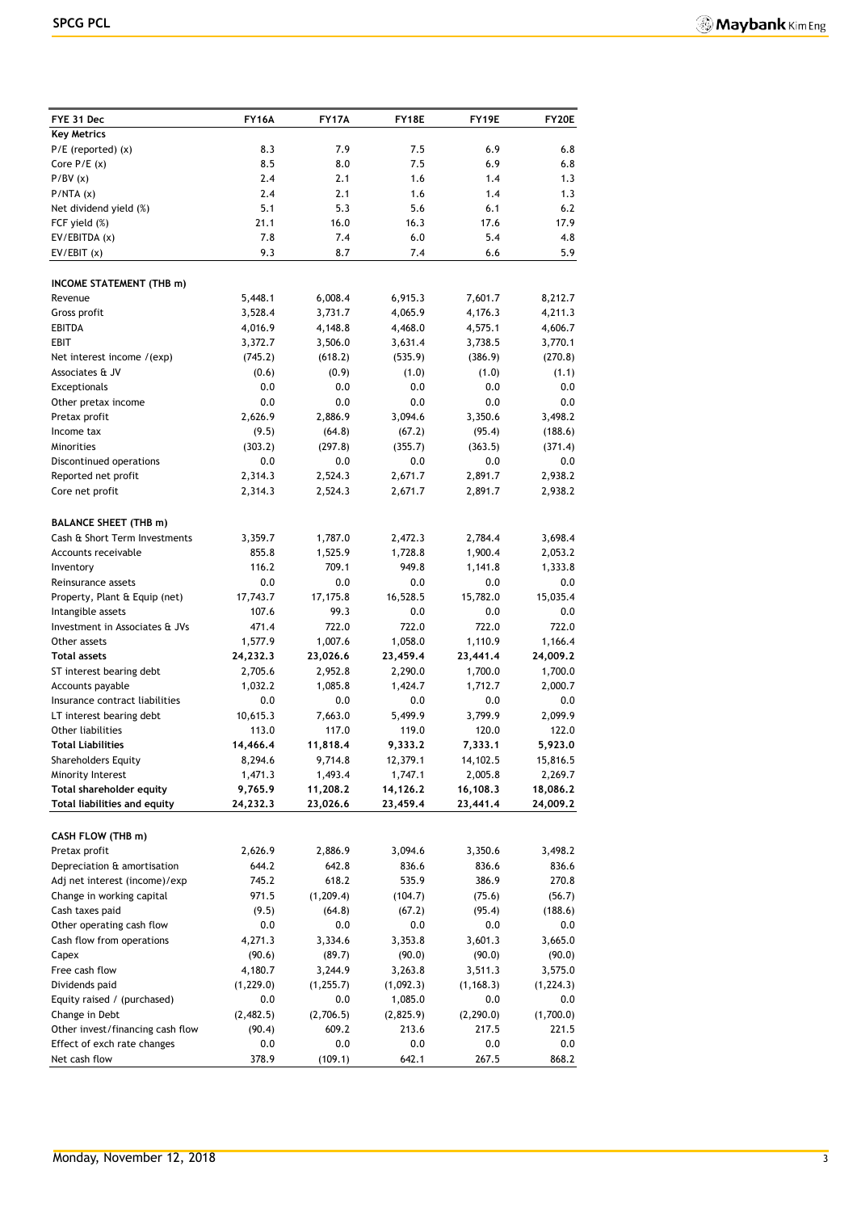| FYE 31 Dec | FY16A | FY17A | FY18E | FY19E | FY20E |
|---|---|---|---|---|---|
| **Key Metrics** | | | | | |
| P/E (reported) (x) | 8.3 | 7.9 | 7.5 | 6.9 | 6.8 |
| Core P/E (x) | 8.5 | 8.0 | 7.5 | 6.9 | 6.8 |
| P/BV (x) | 2.4 | 2.1 | 1.6 | 1.4 | 1.3 |
| P/NTA (x) | 2.4 | 2.1 | 1.6 | 1.4 | 1.3 |
| Net dividend yield (%) | 5.1 | 5.3 | 5.6 | 6.1 | 6.2 |
| FCF yield (%) | 21.1 | 16.0 | 16.3 | 17.6 | 17.9 |
| EV/EBITDA (x) | 7.8 | 7.4 | 6.0 | 5.4 | 4.8 |
| EV/EBIT (x) | 9.3 | 8.7 | 7.4 | 6.6 | 5.9 |
| | | | | | |
| **INCOME STATEMENT (THB m)** | | | | | |
| Revenue | 5,448.1 | 6,008.4 | 6,915.3 | 7,601.7 | 8,212.7 |
| Gross profit | 3,528.4 | 3,731.7 | 4,065.9 | 4,176.3 | 4,211.3 |
| EBITDA | 4,016.9 | 4,148.8 | 4,468.0 | 4,575.1 | 4,606.7 |
| EBIT | 3,372.7 | 3,506.0 | 3,631.4 | 3,738.5 | 3,770.1 |
| Net interest income /(exp) | (745.2) | (618.2) | (535.9) | (386.9) | (270.8) |
| Associates & JV | (0.6) | (0.9) | (1.0) | (1.0) | (1.1) |
| Exceptionals | 0.0 | 0.0 | 0.0 | 0.0 | 0.0 |
| Other pretax income | 0.0 | 0.0 | 0.0 | 0.0 | 0.0 |
| Pretax profit | 2,626.9 | 2,886.9 | 3,094.6 | 3,350.6 | 3,498.2 |
| Income tax | (9.5) | (64.8) | (67.2) | (95.4) | (188.6) |
| Minorities | (303.2) | (297.8) | (355.7) | (363.5) | (371.4) |
| Discontinued operations | 0.0 | 0.0 | 0.0 | 0.0 | 0.0 |
| Reported net profit | 2,314.3 | 2,524.3 | 2,671.7 | 2,891.7 | 2,938.2 |
| Core net profit | 2,314.3 | 2,524.3 | 2,671.7 | 2,891.7 | 2,938.2 |
| | | | | | |
| **BALANCE SHEET (THB m)** | | | | | |
| Cash & Short Term Investments | 3,359.7 | 1,787.0 | 2,472.3 | 2,784.4 | 3,698.4 |
| Accounts receivable | 855.8 | 1,525.9 | 1,728.8 | 1,900.4 | 2,053.2 |
| Inventory | 116.2 | 709.1 | 949.8 | 1,141.8 | 1,333.8 |
| Reinsurance assets | 0.0 | 0.0 | 0.0 | 0.0 | 0.0 |
| Property, Plant & Equip (net) | 17,743.7 | 17,175.8 | 16,528.5 | 15,782.0 | 15,035.4 |
| Intangible assets | 107.6 | 99.3 | 0.0 | 0.0 | 0.0 |
| Investment in Associates & JVs | 471.4 | 722.0 | 722.0 | 722.0 | 722.0 |
| Other assets | 1,577.9 | 1,007.6 | 1,058.0 | 1,110.9 | 1,166.4 |
| **Total assets** | **24,232.3** | **23,026.6** | **23,459.4** | **23,441.4** | **24,009.2** |
| ST interest bearing debt | 2,705.6 | 2,952.8 | 2,290.0 | 1,700.0 | 1,700.0 |
| Accounts payable | 1,032.2 | 1,085.8 | 1,424.7 | 1,712.7 | 2,000.7 |
| Insurance contract liabilities | 0.0 | 0.0 | 0.0 | 0.0 | 0.0 |
| LT interest bearing debt | 10,615.3 | 7,663.0 | 5,499.9 | 3,799.9 | 2,099.9 |
| Other liabilities | 113.0 | 117.0 | 119.0 | 120.0 | 122.0 |
| **Total Liabilities** | **14,466.4** | **11,818.4** | **9,333.2** | **7,333.1** | **5,923.0** |
| Shareholders Equity | 8,294.6 | 9,714.8 | 12,379.1 | 14,102.5 | 15,816.5 |
| Minority Interest | 1,471.3 | 1,493.4 | 1,747.1 | 2,005.8 | 2,269.7 |
| **Total shareholder equity** | **9,765.9** | **11,208.2** | **14,126.2** | **16,108.3** | **18,086.2** |
| **Total liabilities and equity** | **24,232.3** | **23,026.6** | **23,459.4** | **23,441.4** | **24,009.2** |
| | | | | | |
| **CASH FLOW (THB m)** | | | | | |
| Pretax profit | 2,626.9 | 2,886.9 | 3,094.6 | 3,350.6 | 3,498.2 |
| Depreciation & amortisation | 644.2 | 642.8 | 836.6 | 836.6 | 836.6 |
| Adj net interest (income)/exp | 745.2 | 618.2 | 535.9 | 386.9 | 270.8 |
| Change in working capital | 971.5 | (1,209.4) | (104.7) | (75.6) | (56.7) |
| Cash taxes paid | (9.5) | (64.8) | (67.2) | (95.4) | (188.6) |
| Other operating cash flow | 0.0 | 0.0 | 0.0 | 0.0 | 0.0 |
| Cash flow from operations | 4,271.3 | 3,334.6 | 3,353.8 | 3,601.3 | 3,665.0 |
| Capex | (90.6) | (89.7) | (90.0) | (90.0) | (90.0) |
| Free cash flow | 4,180.7 | 3,244.9 | 3,263.8 | 3,511.3 | 3,575.0 |
| Dividends paid | (1,229.0) | (1,255.7) | (1,092.3) | (1,168.3) | (1,224.3) |
| Equity raised / (purchased) | 0.0 | 0.0 | 1,085.0 | 0.0 | 0.0 |
| Change in Debt | (2,482.5) | (2,706.5) | (2,825.9) | (2,290.0) | (1,700.0) |
| Other invest/financing cash flow | (90.4) | 609.2 | 213.6 | 217.5 | 221.5 |
| Effect of exch rate changes | 0.0 | 0.0 | 0.0 | 0.0 | 0.0 |
| Net cash flow | 378.9 | (109.1) | 642.1 | 267.5 | 868.2 |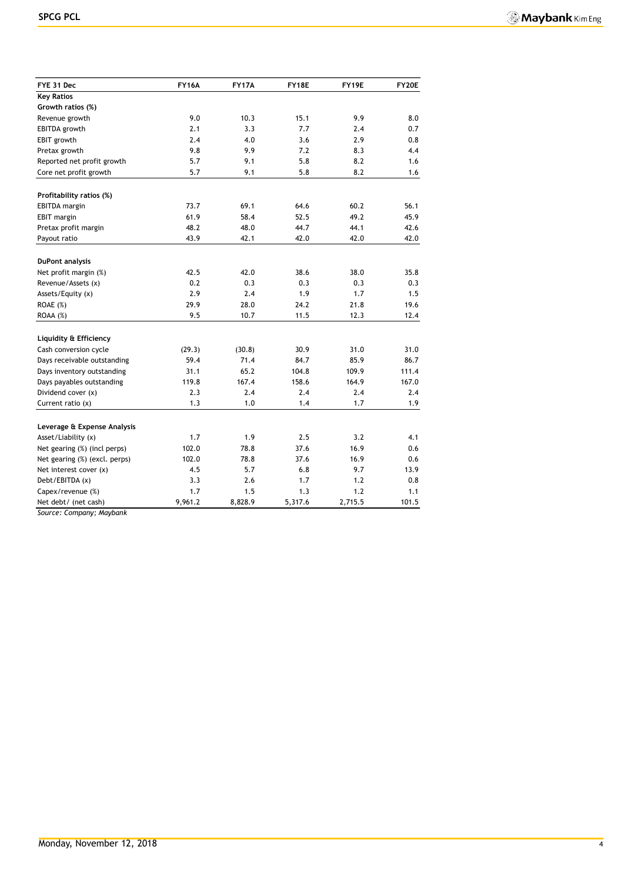| FYE 31 Dec | FY16A | FY17A | FY18E | FY19E | FY20E |
|---|---|---|---|---|---|
| **Key Ratios** | | | | | |
| **Growth ratios (%)** | | | | | |
| Revenue growth | 9.0 | 10.3 | 15.1 | 9.9 | 8.0 |
| EBITDA growth | 2.1 | 3.3 | 7.7 | 2.4 | 0.7 |
| EBIT growth | 2.4 | 4.0 | 3.6 | 2.9 | 0.8 |
| Pretax growth | 9.8 | 9.9 | 7.2 | 8.3 | 4.4 |
| Reported net profit growth | 5.7 | 9.1 | 5.8 | 8.2 | 1.6 |
| Core net profit growth | 5.7 | 9.1 | 5.8 | 8.2 | 1.6 |
| | | | | | |
| **Profitability ratios (%)** | | | | | |
| EBITDA margin | 73.7 | 69.1 | 64.6 | 60.2 | 56.1 |
| EBIT margin | 61.9 | 58.4 | 52.5 | 49.2 | 45.9 |
| Pretax profit margin | 48.2 | 48.0 | 44.7 | 44.1 | 42.6 |
| Payout ratio | 43.9 | 42.1 | 42.0 | 42.0 | 42.0 |
| | | | | | |
| **DuPont analysis** | | | | | |
| Net profit margin (%) | 42.5 | 42.0 | 38.6 | 38.0 | 35.8 |
| Revenue/Assets (x) | 0.2 | 0.3 | 0.3 | 0.3 | 0.3 |
| Assets/Equity (x) | 2.9 | 2.4 | 1.9 | 1.7 | 1.5 |
| ROAE (%) | 29.9 | 28.0 | 24.2 | 21.8 | 19.6 |
| ROAA (%) | 9.5 | 10.7 | 11.5 | 12.3 | 12.4 |
| | | | | | |
| **Liquidity & Efficiency** | | | | | |
| Cash conversion cycle | (29.3) | (30.8) | 30.9 | 31.0 | 31.0 |
| Days receivable outstanding | 59.4 | 71.4 | 84.7 | 85.9 | 86.7 |
| Days inventory outstanding | 31.1 | 65.2 | 104.8 | 109.9 | 111.4 |
| Days payables outstanding | 119.8 | 167.4 | 158.6 | 164.9 | 167.0 |
| Dividend cover (x) | 2.3 | 2.4 | 2.4 | 2.4 | 2.4 |
| Current ratio (x) | 1.3 | 1.0 | 1.4 | 1.7 | 1.9 |
| | | | | | |
| **Leverage & Expense Analysis** | | | | | |
| Asset/Liability (x) | 1.7 | 1.9 | 2.5 | 3.2 | 4.1 |
| Net gearing (%) (incl perps) | 102.0 | 78.8 | 37.6 | 16.9 | 0.6 |
| Net gearing (%) (excl. perps) | 102.0 | 78.8 | 37.6 | 16.9 | 0.6 |
| Net interest cover (x) | 4.5 | 5.7 | 6.8 | 9.7 | 13.9 |
| Debt/EBITDA (x) | 3.3 | 2.6 | 1.7 | 1.2 | 0.8 |
| Capex/revenue (%) | 1.7 | 1.5 | 1.3 | 1.2 | 1.1 |
| Net debt/ (net cash) | 9,961.2 | 8,828.9 | 5,317.6 | 2,715.5 | 101.5 |

*Source: Company; Maybank*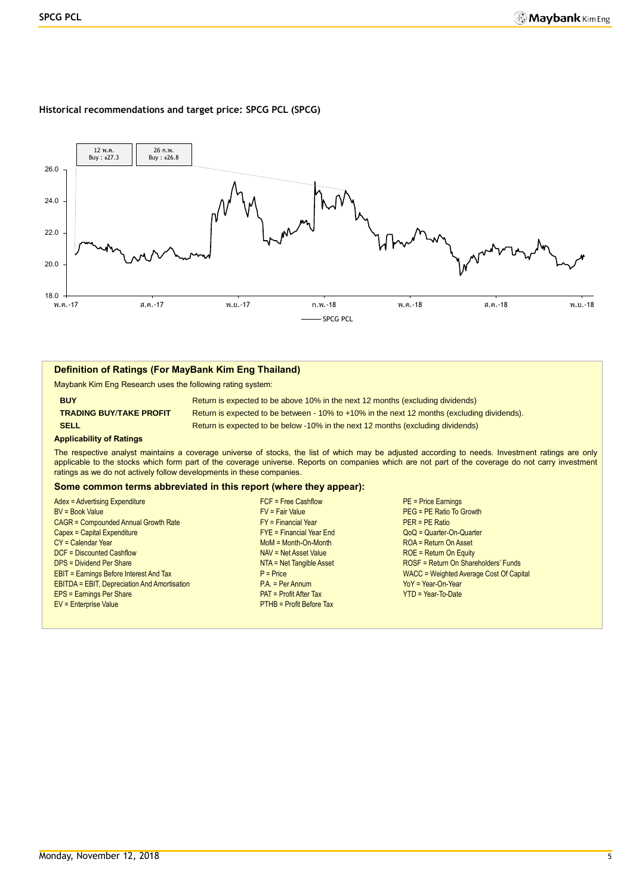### Historical recommendations and target price: SPCG PCL (SPCG)

12 พ.ค.
Buy : ฿27.3

26 ก.พ.
Buy : ฿26.8

26.0
24.0
22.0
20.0
18.0

พ.ค.-17 ส.ค.-17 พ.ย.-17 ก.พ.-18 พ.ค.-18 ส.ค.-18 พ.ย.-18

SPCG PCL

## Definition of Ratings (For MayBank Kim Eng Thailand)

Maybank Kim Eng Research uses the following rating system:

| | |
|---|---|
| **BUY** | Return is expected to be above 10% in the next 12 months (excluding dividends) |
| **TRADING BUY/TAKE PROFIT** | Return is expected to be between - 10% to +10% in the next 12 months (excluding dividends). |
| **SELL** | Return is expected to be below -10% in the next 12 months (excluding dividends) |

**Applicability of Ratings**

The respective analyst maintains a coverage universe of stocks, the list of which may be adjusted according to needs. Investment ratings are only applicable to the stocks which form part of the coverage universe. Reports on companies which are not part of the coverage do not carry investment ratings as we do not actively follow developments in these companies.

### Some common terms abbreviated in this report (where they appear):

Adex = Advertising Expenditure
BV = Book Value
CAGR = Compounded Annual Growth Rate
Capex = Capital Expenditure
CY = Calendar Year
DCF = Discounted Cashflow
DPS = Dividend Per Share
EBIT = Earnings Before Interest And Tax
EBITDA = EBIT, Depreciation And Amortisation
EPS = Earnings Per Share
EV = Enterprise Value
FCF = Free Cashflow
FV = Fair Value
FY = Financial Year
FYE = Financial Year End
MoM = Month-On-Month
NAV = Net Asset Value
NTA = Net Tangible Asset
P = Price
P.A. = Per Annum
PAT = Profit After Tax
PTHB = Profit Before Tax
PE = Price Earnings
PEG = PE Ratio To Growth
PER = PE Ratio
QoQ = Quarter-On-Quarter
ROA = Return On Asset
ROE = Return On Equity
ROSF = Return On Shareholders' Funds
WACC = Weighted Average Cost Of Capital
YoY = Year-On-Year
YTD = Year-To-Date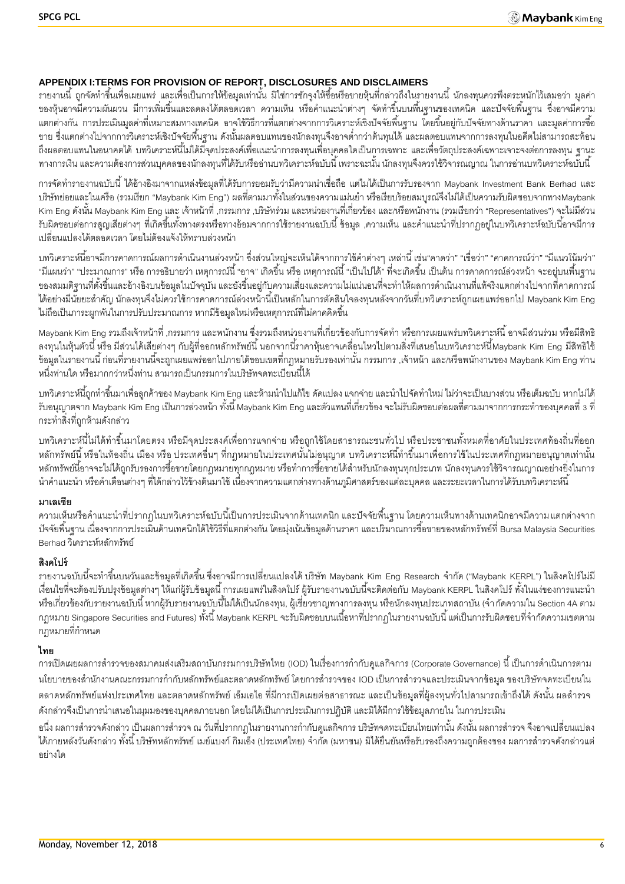## APPENDIX I:TERMS FOR PROVISION OF REPORT, DISCLOSURES AND DISCLAIMERS

รายงานนี้ ถูกจัดทำขึ้นเพื่อเผยแพร่ และเพื่อเป็นการให้ข้อมูลเท่านั้น มิใช่การชักจูงให้ซื้อหรือขายหุ้นที่กล่าวถึงในรายงานนี้ นักลงทุนควรพึงตระหนักไว้เสมอว่า มูลค่าของหุ้นอาจมีความผันผวน มีการเพิ่มขึ้นและลดลงได้ตลอดเวลา ความเห็น หรือคำแนะนำต่างๆ จัดทำขึ้นบนพื้นฐานของเทคนิค และปัจจัยพื้นฐาน ซึ่งอาจมีความแตกต่างกัน การประเมินมูลค่าที่เหมาะสมทางเทคนิค อาจใช้วิธีการที่แตกต่างจากการวิเคราะห์เชิงปัจจัยพื้นฐาน โดยขึ้นอยู่กับปัจจัยทางด้านราคา และมูลค่าการซื้อขาย ซึ่งแตกต่างไปจากการวิเคราะห์เชิงปัจจัยพื้นฐาน ดังนั้นผลตอบแทนของนักลงทุนจึงอาจต่ำกว่าต้นทุนได้ และผลตอบแทนจากการลงทุนในอดีตไม่สามารถสะท้อนถึงผลตอบแทนในอนาคตได้ บทวิเคราะห์นี้ไม่ได้มีจุดประสงค์เพื่อแนะนำการลงทุนเพื่อบุคคลใดเป็นการเฉพาะ และเพื่อวัตถุประสงค์เฉพาะเจาะจงต่อการลงทุน ฐานะทางการเงิน และความต้องการส่วนบุคคลของนักลงทุนที่ได้รับหรืออ่านบทวิเคราะห์ฉบับนี้ เพราะฉะนั้น นักลงทุนจึงควรใช้วิจารณญาณ ในการอ่านบทวิเคราะห์ฉบับนี้

การจัดทำรายงานฉบับนี้ ได้อ้างอิงมาจากแหล่งข้อมูลที่ได้รับการยอมรับว่ามีความน่าเชื่อถือ แต่ไม่ได้เป็นการรับรองจาก Maybank Investment Bank Berhad และบริษัทย่อยและในเครือ (รวมเรียก "Maybank Kim Eng") ผลที่ตามมาทั้งในส่วนของความแม่นยำ หรือเรียบร้อยสมบูรณ์จึงไม่ได้เป็นความรับผิดชอบจากทางMaybank Kim Eng ดังนั้น Maybank Kim Eng และ เจ้าหน้าที่ ,กรรมการ ,บริษัทร่วม และหน่วยงานที่เกี่ยวข้อง และ/หรือพนักงาน (รวมเรียกว่า "Representatives") จะไม่มีส่วนรับผิดชอบต่อการสูญเสียต่างๆ ที่เกิดขึ้นทั้งทางตรงหรือทางอ้อมจากการใช้รายงานฉบับนี้ ข้อมูล ,ความเห็น และคำแนะนำที่ปรากฎอยู่ในบทวิเคราะห์ฉบับนี้อาจมีการเปลี่ยนแปลงได้ตลอดเวลา โดยไม่ต้องแจ้งให้ทราบล่วงหน้า

บทวิเคราะห์นี้อาจมีการคาดการณ์ผลการดำเนินงานล่วงหน้า ซึ่งส่วนใหญ่จะเห็นได้จากการใช้คำต่างๆ เหล่านี้ เช่น"คาดว่า" "เชื่อว่า" "คาดการณ์ว่า" "มีแนวโน้มว่า" "มีแผนว่า" "ประมาณการ" หรือ การอธิบายว่า เหตุการณ์นี้ "อาจ" เกิดขึ้น หรือ เหตุการณ์นี้ "เป็นไปได้" ที่จะเกิดขึ้น เป็นต้น การคาดการณ์ล่วงหน้า จะอยู่บนพื้นฐานของสมมติฐานที่ตั้งขึ้นและอ้างอิงบนข้อมูลในปัจจุบัน และยังขึ้นอยู่กับความเสี่ยงและความไม่แน่นอนที่จะทำให้ผลการดำเนินงานที่แท้จริงแตกต่างไปจากที่คาดการณ์ได้อย่างมีนัยยะสำคัญ นักลงทุนจึงไม่ควรใช้การคาดการณ์ล่วงหน้านี้เป็นหลักในการตัดสินใจลงทุนหลังจากวันที่บทวิเคราะห์ถูกเผยแพร่ออกไป Maybank Kim Eng ไม่ถือเป็นภาระผูกพันในการปรับประมาณการ หากมีข้อมูลใหม่หรือเหตุการณ์ที่ไม่คาดคิดขึ้น

Maybank Kim Eng รวมถึงเจ้าหน้าที่ ,กรรมการ และพนักงาน ซึ่งรวมถึงหน่วยงานที่เกี่ยวข้องกับการจัดทำ หรือการเผยแพร่บทวิเคราะห์นี้ อาจมีส่วนร่วม หรือมีสิทธิลงทุนในหุ้นตัวนี้ หรือ มีส่วนได้เสียต่างๆ กับผู้ที่ออกหลักทรัพย์นี้ นอกจากนี้ราคาหุ้นอาจเคลื่อนไหวไปตามสิ่งที่เสนอในบทวิเคราะห์นี้Maybank Kim Eng มีสิทธิใช้ข้อมูลในรายงานนี้ ก่อนที่รายงานนี้จะถูกเผยแพร่ออกไปภายใต้ขอบเขตที่กฎหมายรับรองเท่านั้น กรรมการ ,เจ้าหน้า และ/หรือพนักงานของ Maybank Kim Eng ท่านหนึ่งท่านใด หรือมากกว่าหนึ่งท่าน สามารถเป็นกรรมการในบริษัทจดทะเบียนนี้ได้

บทวิเคราะห์นี้ถูกทำขึ้นมาเพื่อลูกค้าของ Maybank Kim Eng และห้ามนำไปแก้ไข ดัดแปลง แจกจ่าย และนำไปจัดทำใหม่ ไม่ว่าจะเป็นบางส่วน หรือเต็มฉบับ หากไม่ได้รับอนุญาตจาก Maybank Kim Eng เป็นการล่วงหน้า ทั้งนี้ Maybank Kim Eng และตัวแทนที่เกี่ยวข้อง จะไม่รับผิดชอบต่อผลที่ตามมาจากการกระทำของบุคคลที่ 3 ที่กระทำสิ่งที่ถูกห้ามดังกล่าว

บทวิเคราะห์นี้ไม่ได้ทำขึ้นมาโดยตรง หรือมีจุดประสงค์เพื่อการแจกจ่าย หรือถูกใช้โดยสาธารณะชนทั่วไป หรือประชาชนทั้งหมดที่อาศัยในประเทศท้องถิ่นที่ออกหลักทรัพย์นี้ หรือในท้องถิ่น เมือง หรือ ประเทศอื่นๆ ที่กฎหมายในประเทศนั้นไม่อนุญาต บทวิเคราะห์นี้ทำขึ้นมาเพื่อการใช้ในประเทศที่กฎหมายอนุญาตเท่านั้น หลักทรัพย์นี้อาจจะไม่ได้ถูกรับรองการซื้อขายโดยกฎหมายทุกกฎหมาย หรือทำการซื้อขายได้สำหรับนักลงทุนทุกประเภท นักลงทุนควรใช้วิจารณญาณอย่างยิ่งในการนำคำแนะนำ หรือคำเตือนต่างๆ ที่ได้กล่าวไว้ข้างต้นมาใช้ เนื่องจากความแตกต่างทางด้านภูมิศาสตร์ของแต่ละบุคคล และระยะเวลาในการได้รับบทวิเคราะห์นี้

### มาเลเซีย

ความเห็นหรือคำแนะนำที่ปรากฏในบทวิเคราะห์ฉบับนี้เป็นการประเมินจากด้านเทคนิก และปัจจัยพื้นฐาน โดยความเห็นทางด้านเทคนิกอาจมีความ แตกต่างจากปัจจัยพื้นฐาน เนื่องจากการประเมินด้านเทคนิกได้ใช้วิธีที่แตกต่างกัน โดยมุ่งเน้นข้อมูลด้านราคา และปริมาณการซื้อขายของหลักทรัพย์ที่ Bursa Malaysia Securities Berhad วิเคราะห์หลักทรัพย์

### สิงคโปร์

รายงานฉบับนี้จะทำขึ้นบนวันและข้อมูลที่เกิดขึ้น ซึ่งอาจมีการเปลี่ยนแปลงได้ บริษัท Maybank Kim Eng Research จำกัด ("Maybank KERPL") ในสิงคโปร์ไม่มีเงื่อนไขที่จะต้องปรับปรุงข้อมูลต่างๆ ให้แก่ผู้รับข้อมูลนี้ การเผยแพร่ในสิงคโปร์ ผู้รับรายงานฉบับนี้จะติดต่อกับ Maybank KERPL ในสิงคโปร์ ทั้งในแง่ของการแนะนำหรือเกี่ยวข้องกับรายงานฉบับนี้ หากผู้รับรายงานฉบับนี้ไม่ได้เป็นนักลงทุน, ผู้เชี่ยวชาญทางการลงทุน หรือนักลงทุนประเภทสถาบัน (จำกัดความใน Section 4A ตามกฎหมาย Singapore Securities and Futures) ทั้งนี้ Maybank KERPL จะรับผิดชอบบนเนื้อหาที่ปรากฎในรายงานฉบับนี้ แต่เป็นการรับผิดชอบที่จำกัดความเขตตามกฎหมายที่กำหนด

### ไทย

การเปิดเผยผลการสำรวจของสมาคมส่งเสริมสถาบันกรรมการบริษัทไทย (IOD) ในเรื่องการกำกับดูแลกิจการ (Corporate Governance) นี้ เป็นการดำเนินการตามนโยบายของสำนักงานคณะกรรมการกำกับหลักทรัพย์และตลาดหลักทรัพย์ โดยการสำรวจของ IOD เป็นการสำรวจและประเมินจากข้อมูล ของบริษัทจดทะเบียนในตลาดหลักทรัพย์แห่งประเทศไทย และตลาดหลักทรัพย์ เอ็มเอไอ ที่มีการเปิดเผยต่อสาธารณะ และเป็นข้อมูลที่ผู้ลงทุนทั่วไปสามารถเข้าถึงได้ ดังนั้น ผลสำรวจดังกล่าวจึงเป็นการนำเสนอในมุมมองของบุคคลภายนอก โดยไม่ได้เป็นการประเมินการปฏิบัติ และมิได้มีการใช้ข้อมูลภายใน ในการประเมิน

อนึ่ง ผลการสำรวจดังกล่าว เป็นผลการสำรวจ ณ วันที่ปรากฏในรายงานการกำกับดูแลกิจการ บริษัทจดทะเบียนไทยเท่านั้น ดังนั้น ผลการสำรวจ จึงอาจเปลี่ยนแปลงได้ภายหลังวันดังกล่าว ทั้งนี้ บริษัทหลักทรัพย์ เมย์แบงก์ กิมเอ็ง (ประเทศไทย) จำกัด (มหาชน) มิได้ยืนยันหรือรับรองถึงความถูกต้องของ ผลการสำรวจดังกล่าวแต่อย่างใด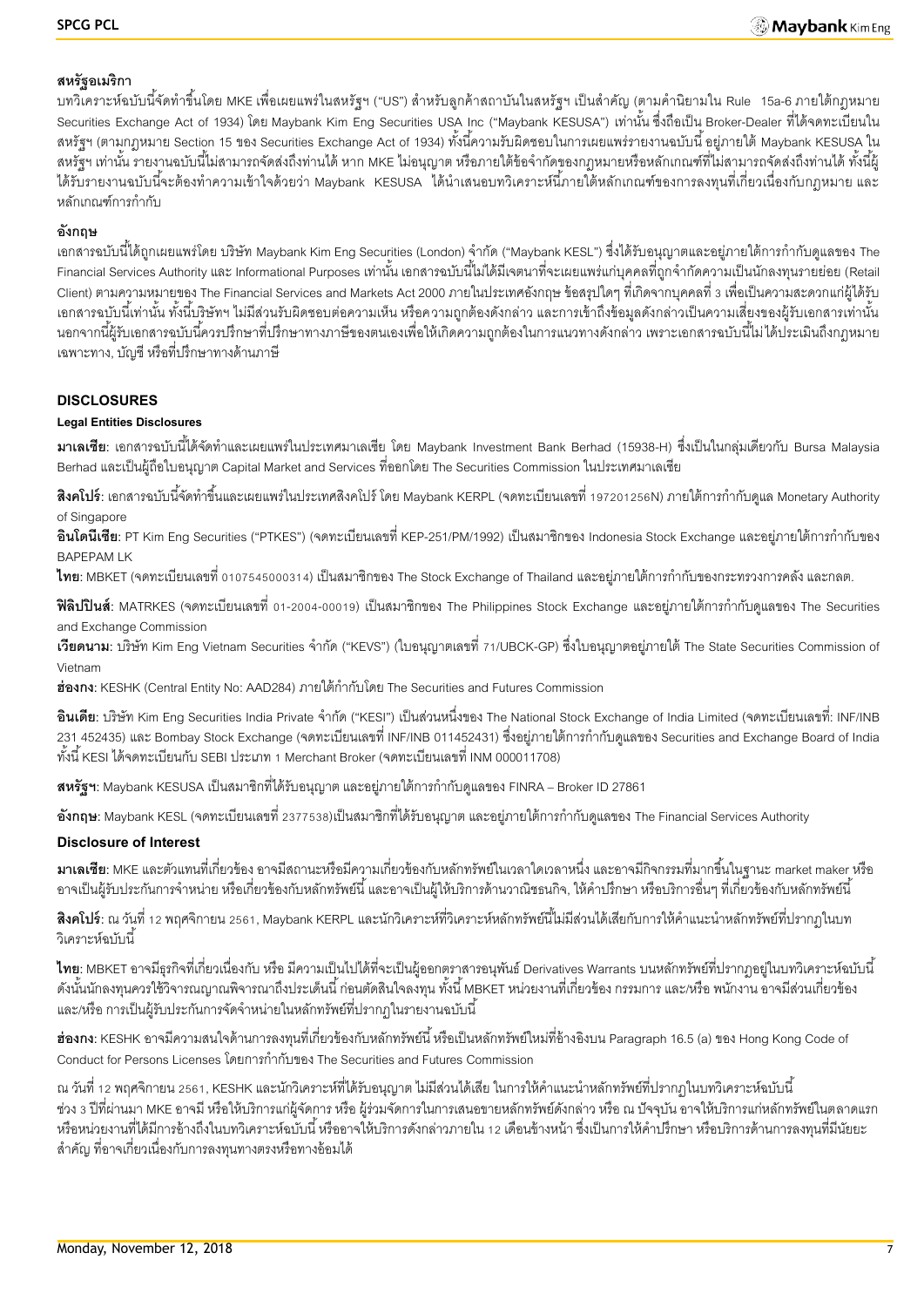**สหรัฐอเมริกา**

บทวิเคราะห์ฉบับนี้จัดทำขึ้นโดย MKE เพื่อเผยแพร่ในสหรัฐฯ ("US") สำหรับลูกค้าสถาบันในสหรัฐฯ เป็นสำคัญ (ตามคำนิยามใน Rule 15a-6 ภายใต้กฎหมาย Securities Exchange Act of 1934) โดย Maybank Kim Eng Securities USA Inc ("Maybank KESUSA") เท่านั้น ซึ่งถือเป็น Broker-Dealer ที่ได้จดทะเบียนในสหรัฐฯ (ตามกฎหมาย Section 15 ของ Securities Exchange Act of 1934) ทั้งนี้ความรับผิดชอบในการเผยแพร่รายงานฉบับนี้ อยู่ภายใต้ Maybank KESUSA ในสหรัฐฯ เท่านั้น รายงานฉบับนี้ไม่สามารถจัดส่งถึงท่านได้ หาก MKE ไม่อนุญาต หรือภายใต้ข้อจำกัดของกฎหมายหรือหลักเกณฑ์ที่ไม่สามารถจัดส่งถึงท่านได้ ทั้งนี้ผู้ได้รับรายงานฉบับนี้จะต้องทำความเข้าใจด้วยว่า Maybank KESUSA ได้นำเสนอบทวิเคราะห์นี้ภายใต้หลักเกณฑ์ของการลงทุนที่เกี่ยวเนื่องกับกฎหมาย และหลักเกณฑ์การกำกับ

**อังกฤษ**

เอกสารฉบับนี้ได้ถูกเผยแพร่โดย บริษัท Maybank Kim Eng Securities (London) จำกัด ("Maybank KESL") ซึ่งได้รับอนุญาตและอยู่ภายใต้การกำกับดูแลของ The Financial Services Authority และ Informational Purposes เท่านั้น เอกสารฉบับนี้ไม่ได้มีเจตนาที่จะเผยแพร่แก่บุคคลที่ถูกจำกัดความเป็นนักลงทุนรายย่อย (Retail Client) ตามความหมายของ The Financial Services and Markets Act 2000 ภายในประเทศอังกฤษ ข้อสรุปใดๆ ที่เกิดจากบุคคลที่ 3 เพื่อเป็นความสะดวกแก่ผู้ได้รับเอกสารฉบับนี้เท่านั้น ทั้งนี้บริษัทฯ ไม่มีส่วนรับผิดชอบต่อความเห็น หรือความถูกต้องดังกล่าว และการเข้าถึงข้อมูลดังกล่าวเป็นความเสี่ยงของผู้รับเอกสารเท่านั้น นอกจากนี้ผู้รับเอกสารฉบับนี้ควรปรึกษาที่ปรึกษาทางภาษีของตนเองเพื่อให้เกิดความถูกต้องในการแนวทางดังกล่าว เพราะเอกสารฉบับนี้ไม่ได้ประเมินถึงกฎหมายเฉพาะทาง, บัญชี หรือที่ปรึกษาทางด้านภาษี

## DISCLOSURES

**Legal Entities Disclosures**

**มาเลเซีย**: เอกสารฉบับนี้ได้จัดทำและเผยแพร่ในประเทศมาเลเซีย โดย Maybank Investment Bank Berhad (15938-H) ซึ่งเป็นในกลุ่มเดียวกับ Bursa Malaysia Berhad และเป็นผู้ถือใบอนุญาต Capital Market and Services ที่ออกโดย The Securities Commission ในประเทศมาเลเซีย

**สิงคโปร์**: เอกสารฉบับนี้จัดทำขึ้นและเผยแพร่ในประเทศสิงคโปร์ โดย Maybank KERPL (จดทะเบียนเลขที่ 197201256N) ภายใต้การกำกับดูแล Monetary Authority of Singapore

**อินโดนีเซีย**: PT Kim Eng Securities ("PTKES") (จดทะเบียนเลขที่ KEP-251/PM/1992) เป็นสมาชิกของ Indonesia Stock Exchange และอยู่ภายใต้การกำกับของ BAPEPAM LK

**ไทย**: MBKET (จดทะเบียนเลขที่ 0107545000314) เป็นสมาชิกของ The Stock Exchange of Thailand และอยู่ภายใต้การกำกับของกระทรวงการคลัง และกลต.

**ฟิลิปปินส์**: MATRKES (จดทะเบียนเลขที่ 01-2004-00019) เป็นสมาชิกของ The Philippines Stock Exchange และอยู่ภายใต้การกำกับดูแลของ The Securities and Exchange Commission

**เวียดนาม**: บริษัท Kim Eng Vietnam Securities จำกัด ("KEVS") (ใบอนุญาตเลขที่ 71/UBCK-GP) ซึ่งใบอนุญาตอยู่ภายใต้ The State Securities Commission of Vietnam

**ฮ่องกง**: KESHK (Central Entity No: AAD284) ภายใต้กำกับโดย The Securities and Futures Commission

**อินเดีย**: บริษัท Kim Eng Securities India Private จำกัด ("KESI") เป็นส่วนหนึ่งของ The National Stock Exchange of India Limited (จดทะเบียนเลขที่: INF/INB 231 452435) และ Bombay Stock Exchange (จดทะเบียนเลขที่ INF/INB 011452431) ซึ่งอยู่ภายใต้การกำกับดูแลของ Securities and Exchange Board of India ทั้งนี้ KESI ได้จดทะเบียนกับ SEBI ประเภท 1 Merchant Broker (จดทะเบียนเลขที่ INM 000011708)

**สหรัฐฯ**: Maybank KESUSA เป็นสมาชิกที่ได้รับอนุญาต และอยู่ภายใต้การกำกับดูแลของ FINRA – Broker ID 27861

**อังกฤษ**: Maybank KESL (จดทะเบียนเลขที่ 2377538)เป็นสมาชิกที่ได้รับอนุญาต และอยู่ภายใต้การกำกับดูแลของ The Financial Services Authority

### Disclosure of Interest

**มาเลเซีย**: MKE และตัวแทนที่เกี่ยวข้อง อาจมีสถานะหรือมีความเกี่ยวข้องกับหลักทรัพย์ในเวลาใดเวลาหนึ่ง และอาจมีกิจกรรมที่มากขึ้นในฐานะ market maker หรืออาจเป็นผู้รับประกันการจำหน่าย หรือเกี่ยวข้องกับหลักทรัพย์นี้ และอาจเป็นผู้ให้บริการด้านวาณิชธนกิจ, ให้คำปรึกษา หรือบริการอื่นๆ ที่เกี่ยวข้องกับหลักทรัพย์นี้

**สิงคโปร์**: ณ วันที่ 12 พฤศจิกายน 2561, Maybank KERPL และนักวิเคราะห์ที่วิเคราะห์หลักทรัพย์นี้ไม่มีส่วนได้เสียกับการให้คำแนะนำหลักทรัพย์ที่ปรากฏในบทวิเคราะห์ฉบับนี้

**ไทย**: MBKET อาจมีธุรกิจที่เกี่ยวเนื่องกับ หรือ มีความเป็นไปได้ที่จะเป็นผู้ออกตราสารอนุพันธ์ Derivatives Warrants บนหลักทรัพย์ที่ปรากฏอยู่ในบทวิเคราะห์ฉบับนี้ ดังนั้นนักลงทุนควรใช้วิจารณญาณพิจารณาถึงประเด็นนี้ ก่อนตัดสินใจลงทุน ทั้งนี้ MBKET หน่วยงานที่เกี่ยวข้อง กรรมการ และ/หรือ พนักงาน อาจมีส่วนเกี่ยวข้อง และ/หรือ การเป็นผู้รับประกันการจัดจำหน่ายในหลักทรัพย์ที่ปรากฏในรายงานฉบับนี้

**ฮ่องกง**: KESHK อาจมีความสนใจด้านการลงทุนที่เกี่ยวข้องกับหลักทรัพย์นี้ หรือเป็นหลักทรัพย์ใหม่ที่อ้างอิงบน Paragraph 16.5 (a) ของ Hong Kong Code of Conduct for Persons Licenses โดยการกำกับของ The Securities and Futures Commission

ณ วันที่ 12 พฤศจิกายน 2561, KESHK และนักวิเคราะห์ที่ได้รับอนุญาต ไม่มีส่วนได้เสีย ในการให้คำแนะนำหลักทรัพย์ที่ปรากฏในบทวิเคราะห์ฉบับนี้
ช่วง 3 ปีที่ผ่านมา MKE อาจมี หรือให้บริการแก่ผู้จัดการ หรือ ผู้ร่วมจัดการในการเสนอขายหลักทรัพย์ดังกล่าว หรือ ณ ปัจจุบัน อาจให้บริการแก่หลักทรัพย์ในตลาดแรก หรือหน่วยงานที่ได้มีการอ้างถึงในบทวิเคราะห์ฉบับนี้ หรืออาจให้บริการดังกล่าวภายใน 12 เดือนข้างหน้า ซึ่งเป็นการให้คำปรึกษา หรือบริการด้านการลงทุนที่มีนัยยะสำคัญ ที่อาจเกี่ยวเนื่องกับการลงทุนทางตรงหรือทางอ้อมได้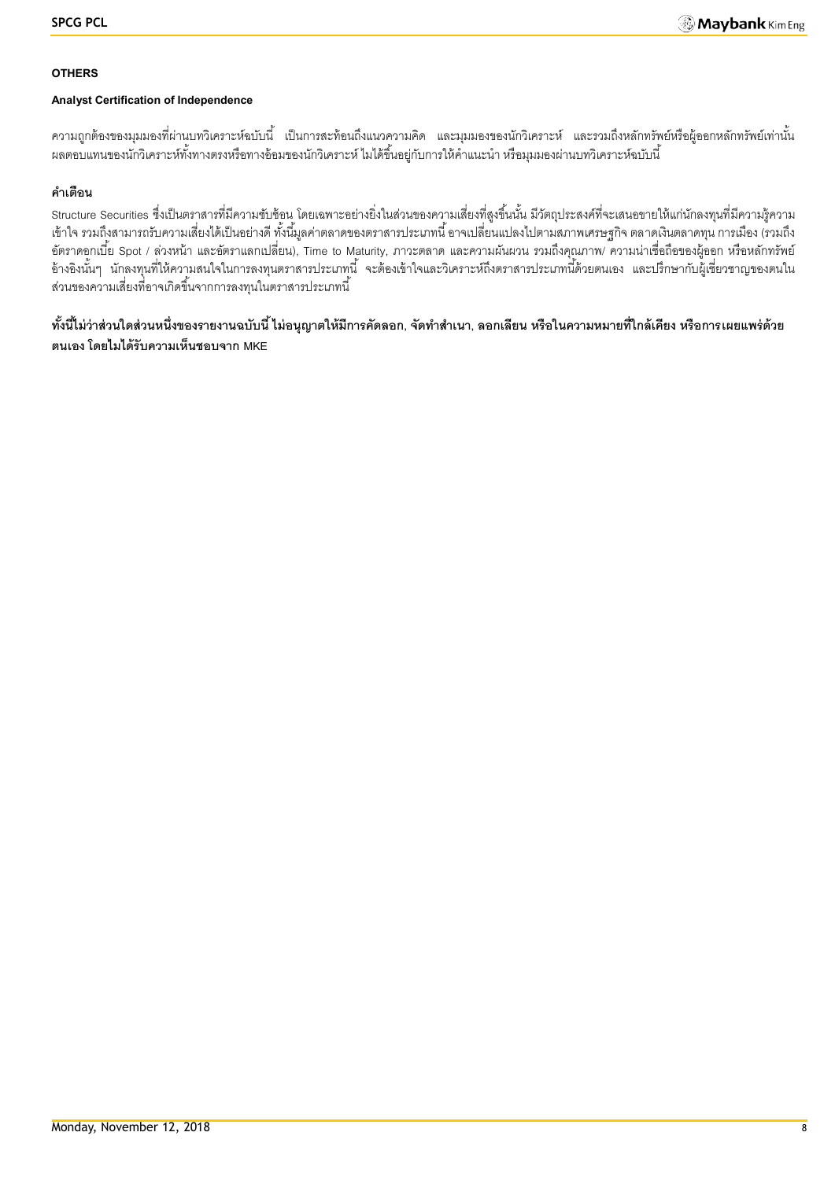**OTHERS**

**Analyst Certification of Independence**

ความถูกต้องของมุมมองที่ผ่านบทวิเคราะห์ฉบับนี้ เป็นการสะท้อนถึงแนวความคิด และมุมมองของนักวิเคราะห์ และรวมถึงหลักทรัพย์หรือผู้ออกหลักทรัพย์เท่านั้น ผลตอบแทนของนักวิเคราะห์ทั้งทางตรงหรือทางอ้อมของนักวิเคราะห์ ไม่ได้ขึ้นอยู่กับการให้คำแนะนำ หรือมุมมองผ่านบทวิเคราะห์ฉบับนี้

**คำเตือน**

Structure Securities ซึ่งเป็นตราสารที่มีความซับซ้อน โดยเฉพาะอย่างยิ่งในส่วนของความเสี่ยงที่สูงขึ้นนั้น มีวัตถุประสงค์ที่จะเสนอขายให้แก่นักลงทุนที่มีความรู้ความเข้าใจ รวมถึงสามารถรับความเสี่ยงได้เป็นอย่างดี ทั้งนี้มูลค่าตลาดของตราสารประเภทนี้ อาจเปลี่ยนแปลงไปตามสภาพเศรษฐกิจ ตลาดเงินตลาดทุน การเมือง (รวมถึงอัตราดอกเบี้ย Spot / ล่วงหน้า และอัตราแลกเปลี่ยน), Time to Maturity, ภาวะตลาด และความผันผวน รวมถึงคุณภาพ/ ความน่าเชื่อถือของผู้ออก หรือหลักทรัพย์อ้างอิงนั้นๆ นักลงทุนที่ให้ความสนใจในการลงทุนตราสารประเภทนี้ จะต้องเข้าใจและวิเคราะห์ถึงตราสารประเภทนี้ด้วยตนเอง และปรึกษากับผู้เชี่ยวชาญของตนในส่วนของความเสี่ยงที่อาจเกิดขึ้นจากการลงทุนในตราสารประเภทนี้

**ทั้งนี้ไม่ว่าส่วนใดส่วนหนึ่งของรายงานฉบับนี้ ไม่อนุญาตให้มีการคัดลอก, จัดทำสำเนา, ลอกเลียน หรือในความหมายที่ใกล้เคียง หรือการเผยแพร่ด้วยตนเอง โดยไม่ได้รับความเห็นชอบจาก MKE**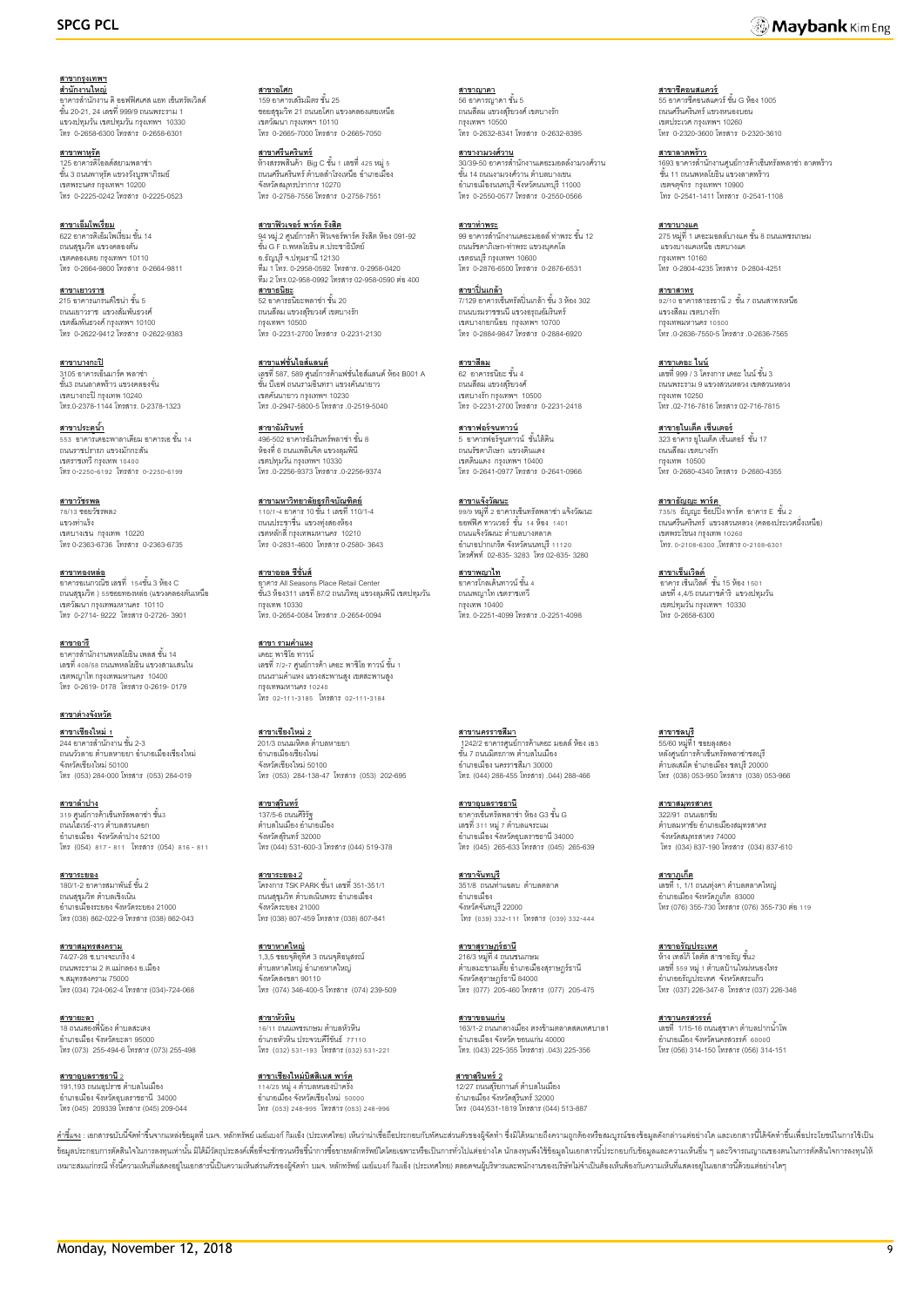**สาขากรุงเทพฯ**

**สำนักงานใหญ่**
อาคารสำนักงาน ดิ ออฟฟิศเศส แอท เซ็นทรัลเวิลด์ ชั้น 20-21, 24 เลขที่ 999/9 ถนนพระราม 1 แขวงปทุมวัน เขตปทุมวัน กรุงเทพฯ 10330
โทร 0-2658-6300 โทรสาร 0-2658-6301

**สาขาพาหุรัด**
125 อาคารดิโอลด์สยามพลาซ่า ชั้น 3 ถนนพาหุรัด แขวงวังบูรพาภิรมย์ เขตพระนคร กรุงเทพฯ 10200
โทร 0-2225-0242 โทรสาร 0-2225-0523

**สาขาเอ็มโพเรี่ยม**
622 อาคารดิเอ็มโพเรี่ยม ชั้น 14 ถนนสุขุมวิท แขวงคลองตัน เขตคลองเตย กรุงเทพฯ 10110
โทร 0-2664-9800 โทรสาร 0-2664-9811

**สาขาเยาวราช**
215 อาคารแกรนด์ไชน่า ชั้น 5 ถนนเยาวราช แขวงสัมพันธวงศ์ เขตสัมพันธวงศ์ กรุงเทพฯ 10100
โทร 0-2622-9412 โทรสาร 0-2622-9383

**สาขาบางกะปิ**
3105 อาคารเดิมมาร์ค พลาซ่า ชั้น3 ถนนลาดพร้าว แขวงคลองจั่น เขตบางกะปิ กรุงเทพ 10240
โทร.0-2378-1144 โทรสาร. 0-2378-1323

**สาขาประตูน้ำ**
553 อาคารเดอะพาลาเดียม อาคารเอ ชั้น 14 ถนนราชปรารภ แขวงมักกะสัน เขตราชเทวี กรุงเทพ 10400
โทร 0-2250-6192 โทรสาร 0-2250-6199

**สาขาวัชรพล**
78/13 ซอยวัชรพล2 แขวงท่าแร้ง เขตบางเขน กรุงเทพ 10220
โทร 0-2363-6736 โทรสาร 0-2363-6735

**สาขาทองหล่อ**
อาคารอเนกวณิช เลขที่ 154ชั้น 3 ห้อง C ถนนสุขุมวิท 55ซอยทองหล่อ (แขวงคลองตันเหนือ เขตวัฒนา กรุงเทพมหานคร 10110
โทร 0-2714- 9222 โทรสาร 0-2726- 3901

**สาขาอารี**
อาคารสำนักงานพหลโยธิน เพลส ชั้น 14 เลขที่ 408/58 ถนนพหลโยธิน แขวงสามเสนใน เขตพญาไท กรุงเทพมหานคร 10400
โทร 0-2619- 0178 โทรสาร 0-2619- 0179

**สาขาอโศก**
159 อาคารเสริมมิตร ชั้น 25 ซอยสุขุมวิท 21 ถนนอโศก แขวงคลองเตยเหนือ เขตวัฒนา กรุงเทพฯ 10110
โทร 0-2665-7000 โทรสาร 0-2665-7050

**สาขาศรีนครินทร์**
ห้างสรรพสินค้า Big C ชั้น 1 เลขที่ 425 หมู่ 5 ถนนศรีนครินทร์ ตำบลสำโรงเหนือ อำเภอเมือง จังหวัดสมุทรปราการ 10270
โทร 0-2758-7556 โทรสาร 0-2758-7551

**สาขาฟิวเจอร์ พาร์ค รังสิต**
94 หมู่ 2 ศูนย์การค้า ฟิวเจอร์พาร์ค รังสิต ห้อง 091-92 ชั้น G F ถ.พหลโยธิน ต.ประชาธิปัตย์ อ.ธัญบุรี จ.ปทุมธานี 12130
ทีม 1 โทร. 0-2958-0592 โทรสาร. 0-2958-0420
ทีม 2 โทร.02-958-0992 โทรสาร 02-958-0590 ต่อ 400

**สาขายิมิตะ**
52 อาคารธนิยะพลาซ่า ชั้น 20 ถนนสีลม แขวงสุริยวงศ์ เขตบางรัก กรุงเทพฯ 10500
โทร 0-2231-2700 โทรสาร 0-2231-2130

**สาขาแฟชั่นไอส์แลนด์**
เลขที่ 587, 589 ศูนย์การค้าแฟชั่นไอส์แลนด์ ห้อง B001 A ชั้น บีเอฟ ถนนรามอินทรา แขวงคันนายาว เขตคันนายาว กรุงเทพฯ 10230
โทร .0-2947-5800-5 โทรสาร .0-2519-5040

**สาขาอัมรินทร์**
496-502 อาคารอัมรินทร์พลาซ่า ชั้น 8 ห้องที่ 6 ถนนเพลินจิต แขวงลุมพินี เขตปทุมวัน กรุงเทพฯ 10330
โทร .0-2256-9373 โทรสาร .0-2256-9374

**สาขามหาวิทยาลัยธุรกิจบัณฑิตย์**
110/1-4 อาคาร 10 ชั้น 1 เลขที่ 110/1-4 ถนนประชาชื่น แขวงทุ่งสองห้อง เขตหลักสี่ กรุงเทพมหานคร 10210
โทร 0-2831-4600 โทรสาร 0-2580- 3643

**สาขาออล ซีซั่นส์**
อาคาร All Seasons Place Retail Center ชั้น3 ห้อง311 เลขที่ 87/2 ถนนวิทยุ แขวงลุมพินี เขตปทุมวัน กรุงเทพ 10330
โทร 0-2654-0084 โทรสาร .0-2654-0094

**สาขา รามคำแหง**
เดอะ พาซิโอ ทาวน์ เลขที่ 7/2-7 ศูนย์การค้า เดอะ พาซิโอ ทาวน์ ชั้น 1 ถนนรามคำแหง แขวงสะพานสูง เขตสะพานสูง กรุงเทพมหานคร 10240
โทร 02-111-3185 โทรสาร 02-111-3184

**สาขาญาดา**
56 อาคารญาดา ชั้น 5 ถนนสีลม แขวงสุริยวงศ์ เขตบางรัก กรุงเทพฯ 10500
โทร 0-2632-8341 โทรสาร 0-2632-8395

**สาขาบางนางนัวน**
30/39-50 อาคารสำนักงานเดอะมอลล์งามวงศ์วาน ชั้น 14 ถนนงามวงศ์วาน ตำบลบางเขน อำเภอเมืองนนทบุรี จังหวัดนนทบุรี 11000
โทร 0-2550-0577 โทรสาร 0-2550-0566

**สาขาท่าพระ**
99 อาคารสำนักงานเดอะมอลล์ ท่าพระ ชั้น 12 ถนนรัชดาภิเษก-ท่าพระ แขวงบุคคโล เขตธนบุรี กรุงเทพฯ 10600
โทร 0-2876-6500 โทรสาร 0-2876-6531

**สาขาปิ่นเกล้า**
7/129 อาคารเซ็นทรัลปิ่นเกล้า ชั้น 3 ห้อง 302 ถนนบรมราชชนนี แขวงอรุณอัมรินทร์ เขตบางกอกน้อย กรุงเทพฯ 10700
โทร 0-2884-9847 โทรสาร 0-2884-6920

**สาขาสีลม**
62 อาคารธนิยะ ชั้น 4 ถนนสีลม แขวงสุริยวงศ์ เขตบางรัก กรุงเทพฯ 10500
โทร 0-2231-2700 โทรสาร 0-2231-2418

**สาขาฟอร์จูนทาวน์**
5 อาคารฟอร์จูนทาวน์ ชั้นใต้ดิน ถนนรัชดาภิเษก แขวงดินแดง เขตดินแดง กรุงเทพฯ 10400
โทร 0-2641-0977 โทรสาร 0-2641-0966

**สาขาแจ้งวัฒนะ**
99/9 หมู่ที่ 2 อาคารเซ็นทรัลพลาซ่า แจ้งวัฒนะ ออฟฟิศ ทาวเวอร์ ชั้น 14 ห้อง 1401 ถนนแจ้งวัฒนะ ตำบลบางตลาด อำเภอปากเกร็ด จังหวัดนนทบุรี 11120
โทรศัพท์ 02-835- 3283 โทร 02-835- 3280

**สาขาพญาไท**
อาคารโกลเด้นทาวน์ ชั้น 4 ถนนพญาไท เขตราชเทวี กรุงเทพ 10400
โทร. 0-2251-4099 โทรสาร .0-2251-4098

**สาขาชิดลมแลนด์**
55 อาคารชิดลมแลนด์ ชั้น G ห้อง 1005 ถนนศรีนครินทร์ แขวงหนองบอน เขตประเวศ กรุงเทพฯ 10260
โทร 0-2320-3600 โทรสาร 0-2320-3610

**สาขาลาดพร้าว**
1693 อาคารสำนักงานศูนย์การค้าเซ็นทรัลพลาซ่า ลาดพร้าว ชั้น 11 ถนนพหลโยธิน แขวงลาดพร้าว เขตจตุจักร กรุงเทพ 10900
โทร 0-2541-1411 โทรสาร 0-2541-1108

**สาขาบางแค**
275 หมู่ที่ 1 เดอะมอลล์บางแค ชั้น 8 ถนนเพชรเกษม แขวงบางแคเหนือ เขตบางแค กรุงเทพ 10160
โทร 0-2804-4235 โทรสาร 0-2804-4251

**สาขาสาทร**
92/10 อาคารสาธรธานี 2 ชั้น 7 ถนนสาทรเหนือ แขวงสีลม เขตบางรัก กรุงเทพมหานคร 10500
โทร .0-2636-7550-5 โทรสาร .0-2636-7565

**สาขาเดอะ ไนน์**
เลขที่ 999 / 3 โครงการ เดอะ ไนน์ ชั้น 3 ถนนพระราม 9 แขวงสวนหลวง เขตสวนหลวง กรุงเทพ 10250
โทร .02-716-7816 โทรสาร 02-716-7815

**สาขายูไนเต็ด เซ็นเตอร์**
323 อาคาร ยูไนเต็ด เซ็นเตอร์ ชั้น 17 ถนนสีลม เขตบางรัก กรุงเทพ 10500
โทร 0-2680-4340 โทรสาร 0-2680-4355

**สาขาธัญญะ พาร์ค**
735/5 ธัญญะ ช้อปปิ้ง พาร์ค อาคาร E ชั้น 2 ถนนศรีนครินทร์ แขวงสวนหลวง (คลองประเวศฝั่งเหนือ) เขตพระโขนง กรุงเทพ 10260
โทร. 0-2108-6300 ,โทรสาร 0-2108-6301

**สาขาซีนเวิลด์**
อาคาร เซ็นเวิลด์ ชั้น 15 ห้อง 1501 เลขที่ 4,4/5 ถนนราชดำริ แขวงปทุมวัน เขตปทุมวัน กรุงเทพฯ 10330
โทร 0-2658-6300

**สาขาต่างจังหวัด**

**สาขาเชียงใหม่ 1**
244 อาคารสำนักงาน ชั้น 2-3 ถนนวัวลาย ตำบลหายยา อำเภอเมืองเชียงใหม่ จังหวัดเชียงใหม่ 50100
โทร (053) 284-000 โทรสาร (053) 284-019

**สาขาลำปาง**
319 ศูนย์การค้าเซ็นทรัลพลาซ่า ชั้น3 ถนนไฮเวย์-งาว ตำบลสวนดอก อำเภอเมือง จังหวัดลำปาง 52100
โทร (054) 817 - 811 โทรสาร (054) 816 - 811

**สาขาระยอง**
180/1-2 อาคารสมาพันธ์ ชั้น 2 ถนนสุขุมวิท ตำบลเชิงเนิน อำเภอเมืองระยอง จังหวัดระยอง 21000
โทร (038) 862-022-9 โทรสาร (038) 862-043

**สาขาสมุทรสงคราม**
74/27-28 ซ.บางจะเกร็ง 4 ถนนพระราม 2 ต.แม่กลอง อ.เมือง จ.สมุทรสงคราม 75000
โทร (034) 724-062-4 โทรสาร (034)-724-068

**สาขายะลา**
18 ถนนสองพี่น้อง ตำบลสะเตง อำเภอเมือง จังหวัดยะลา 95000
โทร (073) 255-494-6 โทรสาร (073) 255-498

**สาขาอุบลราชธานี 2**
191,193 ถนนอุปราช ตำบลในเมือง อำเภอเมือง จังหวัดอุบลราชธานี 34000
โทร (045) 209339 โทรสาร (045) 209-044

**สาขาเชียงใหม่ 2**
201/3 ถนนมหิดล ตำบลหายยา อำเภอเมืองเชียงใหม่ จังหวัดเชียงใหม่ 50100
โทร (053) 284-138-47 โทรสาร (053) 202-695

**สาขาสุรินทร์**
137/5-6 ถนนศิริรัฐ ตำบลในเมือง อำเภอเมือง จังหวัดสุรินทร์ 32000
โทร (044) 531-600-3 โทรสาร (044) 519-378

**สาขาระยอง 2**
โครงการ TSK PARK ชั้น1 เลขที่ 351-351/1 ถนนสุขุมวิท ตำบลเนินพระ อำเภอเมือง จังหวัดระยอง 21000
โทร (038) 807-459 โทรสาร (038) 807-841

**สาขาหาดใหญ่**
1,3,5 ซอยจุติอุทิศ 3 ถนนจุติอนุสรณ์ ตำบลหาดใหญ่ อำเภอหาดใหญ่ จังหวัดสงขลา 90110
โทร (074) 346-400-5 โทรสาร (074) 239-509

**สาขาหัวหิน**
16/11 ถนนเพชรเกษม ตำบลหัวหิน อำเภอหัวหิน ประจวบคีรีขันธ์ 77110
โทร (032) 531-193 โทรสาร (032) 531-221

**สาขาเชียงใหม่มีสติเนต พาร์ค**
114/25 หมู่ 4 ตำบลหนองป่าครั่ง อำเภอเมือง จังหวัดเชียงใหม่ 50000
โทร (053) 248-995 โทรสาร (053) 248-996

**สาขานครราชสีมา**
1242/2 อาคารศูนย์การค้าเดอะ มอลล์ ห้อง เอ3 ชั้น 7 ถนนมิตรภาพ ตำบลในเมือง อำเภอเมือง นครราชสีมา 30000
โทร. (044) 288-455 โทรสาร) .(044) 288-466

**สาขาอุบลราชธานี**
อาคารเซ็นทรัลพลาซ่า ห้อง G3 ชั้น G เลขที่ 311 หมู่ 7 ตำบลแจระแม อำเภอเมือง จังหวัดอุบลราชธานี 34000
โทร (045) 265-633 โทรสาร (045) 265-639

**สาขาจันทบุรี**
351/8 ถนนท่าแฉลบ ตำบลตลาด อำเภอเมือง จังหวัดจันทบุรี 22000
โทร (039) 332-111 โทรสาร (039) 332-444

**สาขาสุราษฎร์ธานี**
216/3 หมู่ที่ 4 ถนนเพชรเกษม ตำบลมะขามเตี้ย อำเภอเมืองสุราษฎร์ธานี จังหวัดสุราษฎร์ธานี 84000
โทร (077) 205-460 โทรสาร (077) 205-475

**สาขาขอนแก่น**
163/1-2 ถนนกลางเมือง ตรงข้ามตลาดเทศบาล1 อำเภอเมือง จังหวัด ขอนแก่น 40000
โทร. (043) 225-355 โทรสาร) .(043) 225-356

**สาขาสุรินทร์ 2**
12/27 ถนนสุริยาภาคย์ ตำบลในเมือง อำเภอเมือง จังหวัดสุรินทร์ 32000
โทร (044)531-1819 โทรสาร (044) 513-887

**สาขาชลบุรี**
55/60 หมู่ที่1 ซอยสุขสอง หลังศูนย์การค้าเซ็นทรัลพลาซ่าชลบุรี ตำบลเสม็ด อำเภอเมือง ชลบุรี 20000
โทร (038) 053-950 โทรสาร (038) 053-966

**สาขาสมุทรสาคร**
322/91 ถนนเอกชัย ตำบลมหาชัย อำเภอเมืองสมุทรสาคร จังหวัดสมุทรสาคร 74000
โทร (034) 837-190 โทรสาร (034) 837-610

**สาขาภูเก็ต**
เลขที่ 1, 1/1 ถนนทุ่งคา ตำบลตลาดใหญ่ อำเภอเมือง จังหวัดภูเก็ต 83000
โทร (076) 355-730 โทรสาร (076) 355-730 ต่อ 119

**สาขาอรัญประเทศ**
ห้าง เทสโก้ โลตัส สาขาอรัญ ชั้น2 เลขที่ 559 หมู่ 1 ตำบลบ้านใหม่หนองไทร อำเภออรัญประเทศ จังหวัดสระแก้ว
โทร (037) 226-347-8 โทรสาร (037) 226-346

**สาขานครสวรรค์**
เลขที่ 1/15-16 ถนนสุชาดา ตำบลปากน้ำโพ อำเภอเมือง จังหวัดนครสวรรค์ 60000
โทร (056) 314-150 โทรสาร (056) 314-151

คำชี้แจง : เอกสารฉบับนี้จัดทำขึ้นจากแหล่งข้อมูลที่ บมจ. หลักทรัพย์ เมย์แบงก์ กิมเอ็ง (ประเทศไทย) เห็นว่าน่าเชื่อถือประกอบกับทัศนะส่วนตัวของผู้จัดทำ ซึ่งมิได้หมายถึงความถูกต้องหรือสมบูรณ์ของข้อมูลดังกล่าวแต่อย่างใด และเอกสารนี้ได้จัดทำขึ้นเพื่อประโยชน์ในการใช้เป็นข้อมูลประกอบการตัดสินใจในการลงทุนเท่านั้น มิได้มีวัตถุประสงค์เพื่อชี้ชวนหรือชี้นำการซื้อขายหลักทรัพย์ใดโดยเฉพาะหรือเป็นการทั่วไปแต่อย่างใด นักลงทุนพึงใช้ข้อมูลในเอกสารนี้ประกอบกับข้อมูลและความเห็นอื่น ๆ และวิจารณญาณของตนในการตัดสินใจการลงทุนให้เหมาะสมแก่กรณี ทั้งนี้ความเห็นที่แสดงอยู่ในเอกสารนี้เป็นความเห็นส่วนตัวของผู้จัดทำ บมจ. หลักทรัพย์ เมย์แบงก์ กิมเอ็ง (ประเทศไทย) ตลอดจนผู้บริหารและพนักงานของบริษัทไม่จำเป็นต้องเห็นพ้องกับความเห็นที่แสดงอยู่ในเอกสารนี้ด้วยแต่อย่างใด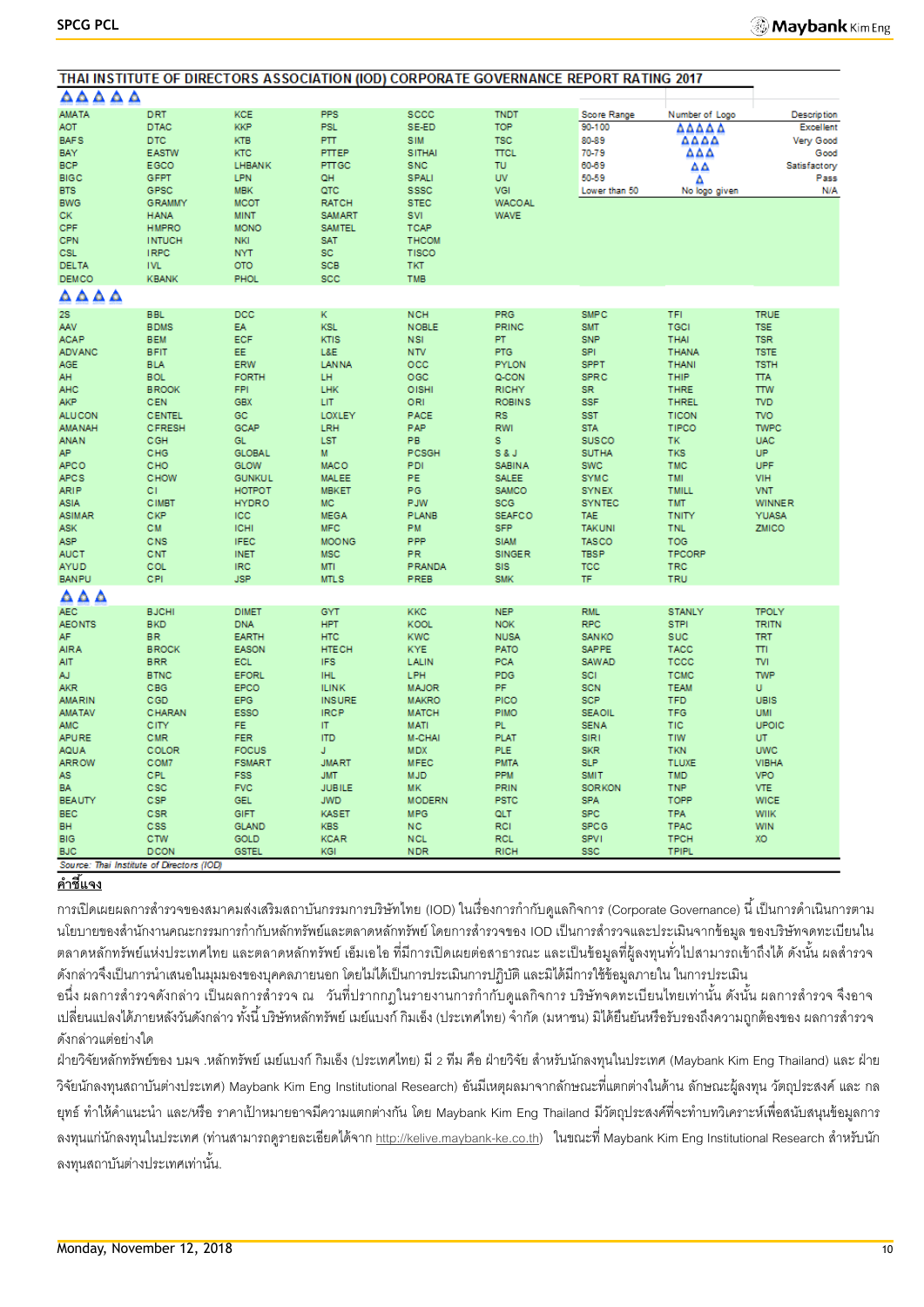## THAI INSTITUTE OF DIRECTORS ASSOCIATION (IOD) CORPORATE GOVERNANCE REPORT RATING 2017

| Score Range | Number of Logo | Description |
|---|---|---|
| 90-100 | △△△△△ | Excellent |
| 80-89 | △△△△ | Very Good |
| 70-79 | △△△ | Good |
| 60-69 | △△ | Satisfactory |
| 50-59 | △ | Pass |
| Lower than 50 | No logo given | N/A |

### △△△△△

| | | | | | |
|---|---|---|---|---|---|
| AMATA | DRT | KCE | PPS | SCCC | TNDT |
| AOT | DTAC | KKP | PSL | SE-ED | TOP |
| BAFS | DTC | KTB | PTT | SIM | TSC |
| BAY | EASTW | KTC | PTTEP | SITHAI | TTCL |
| BCP | EGCO | LHBANK | PTTGC | SNC | TU |
| BIGC | GFPT | LPN | QH | SPALI | UV |
| BTS | GPSC | MBK | QTC | SSSC | VGI |
| BWG | GRAMMY | MCOT | RATCH | STEC | WACOAL |
| CK | HANA | MINT | SAMART | SVI | WAVE |
| CPF | HMPRO | MONO | SAMTEL | TCAP | |
| CPN | INTUCH | NKI | SAT | THCOM | |
| CSL | IRPC | NYT | SC | TISCO | |
| DELTA | IVL | OTO | SCB | TKT | |
| DEMCO | KBANK | PHOL | SCC | TMB | |

### △△△△

| | | | | | | | | | |
|---|---|---|---|---|---|---|---|---|---|
| 2S | BBL | DCC | K | NCH | PRG | SMPC | TFI | TRUE |
| AAV | BDMS | EA | KSL | NOBLE | PRINC | SMT | TGCI | TSE |
| ACAP | BEM | ECF | KTIS | NSI | PT | SNP | THAI | TSR |
| ADVANC | BFIT | EE | L&E | NTV | PTG | SPI | THANA | TSTE |
| AGE | BLA | ERW | LANNA | OCC | PYLON | SPPT | THANI | TSTH |
| AH | BOL | FORTH | LH | OGC | Q-CON | SPRC | THIP | TTA |
| AHC | BROOK | FPI | LHK | OISHI | RICHY | SR | THRE | TTW |
| AKP | CEN | GBX | LIT | ORI | ROBINS | SSF | THREL | TVD |
| ALUCON | CENTEL | GC | LOXLEY | PACE | RS | SST | TICON | TVO |
| AMANAH | CFRESH | GCAP | LRH | PAP | RWI | STA | TIPCO | TWPC |
| ANAN | CGH | GL | LST | PB | S | SUSCO | TK | UAC |
| AP | CHG | GLOBAL | M | PCSGH | S & J | SUTHA | TKS | UP |
| APCO | CHO | GLOW | MACO | PDI | SABINA | SWC | TMC | UPF |
| APCS | CHOW | GUNKUL | MALEE | PE | SALEE | SYMC | TMI | VIH |
| ARIP | CI | HOTPOT | MBKET | PG | SAMCO | SYNEX | TMILL | VNT |
| ASIA | CIMBT | HYDRO | MC | PJW | SCG | SYNTEC | TMT | WINNER |
| ASIMAR | CKP | ICC | MEGA | PLANB | SEAFCO | TAE | TNITY | YUASA |
| ASK | CM | ICHI | MFC | PM | SFP | TAKUNI | TNL | ZMICO |
| ASP | CNS | IFEC | MOONG | PPP | SIAM | TASCO | TOG | |
| AUCT | CNT | INET | MSC | PR | SINGER | TBSP | TPCORP | |
| AYUD | COL | IRC | MTI | PRANDA | SIS | TCC | TRC | |
| BANPU | CPI | JSP | MTLS | PREB | SMK | TF | TRU | |

### △△△

| | | | | | | | | | |
|---|---|---|---|---|---|---|---|---|---|
| AEC | BJCHI | DIMET | GYT | KKC | NEP | RML | STANLY | TPOLY |
| AEONTS | BKD | DNA | HPT | KOOL | NOK | RPC | STPI | TRITN |
| AF | BR | EARTH | HTC | KWC | NUSA | SANKO | SUC | TRT |
| AIRA | BROCK | EASON | HTECH | KYE | PATO | SAPPE | TACC | TTI |
| AIT | BRR | ECL | IFS | LALIN | PCA | SAWAD | TCCC | TVI |
| AJ | BTNC | EFORL | IHL | LPH | PDG | SCI | TCMC | TWP |
| AKR | CBG | EPCO | ILINK | MAJOR | PF | SCN | TEAM | U |
| AMARIN | CGD | EPG | INSURE | MAKRO | PICO | SCP | TFD | UBIS |
| AMATAV | CHARAN | ESSO | IRCP | MATCH | PIMO | SEAOIL | TFG | UMI |
| AMC | CITY | FE | IT | MATI | PL | SENA | TIC | UPOIC |
| APURE | CMR | FER | ITD | M-CHAI | PLAT | SIRI | TIW | UT |
| AQUA | COLOR | FOCUS | J | MDX | PLE | SKR | TKN | UWC |
| ARROW | COM7 | FSMART | JMART | MFEC | PMTA | SLP | TLUXE | VIBHA |
| AS | CPL | FSS | JMT | MJD | PPM | SMIT | TMD | VPO |
| BA | CSC | FVC | JUBILE | MK | PRIN | SORKON | TNP | VTE |
| BEAUTY | CSP | GEL | JWD | MODERN | PSTC | SPA | TOPP | WICE |
| BEC | CSR | GIFT | KASET | MPG | QLT | SPC | TPA | WIIK |
| BH | CSS | GLAND | KBS | NC | RCI | SPCG | TPAC | WIN |
| BIG | CTW | GOLD | KCAR | NCL | RCL | SPVI | TPCH | XO |
| BJC | DCON | GSTEL | KGI | NDR | RICH | SSC | TPIPL | |

*Source: Thai Institute of Directors (IOD)*

**คำชี้แจง**

การเปิดเผยผลการสำรวจของสมาคมส่งเสริมสถาบันกรรมการบริษัทไทย (IOD) ในเรื่องการกำกับดูแลกิจการ (Corporate Governance) นี้ เป็นการดำเนินการตามนโยบายของสำนักงานคณะกรรมการกำกับหลักทรัพย์และตลาดหลักทรัพย์ โดยการสำรวจของ IOD เป็นการสำรวจและประเมินจากข้อมูล ของบริษัทจดทะเบียนในตลาดหลักทรัพย์แห่งประเทศไทย และตลาดหลักทรัพย์ เอ็มเอไอ ที่มีการเปิดเผยต่อสาธารณะ และเป็นข้อมูลที่ผู้ลงทุนทั่วไปสามารถเข้าถึงได้ ดังนั้น ผลสำรวจดังกล่าวจึงเป็นการนำเสนอในมุมมองของบุคคลภายนอก โดยไม่ได้เป็นการประเมินการปฏิบัติ และมิได้มีการใช้ข้อมูลภายใน ในการประเมิน

อนึ่ง ผลการสำรวจดังกล่าว เป็นผลการสำรวจ ณ วันที่ปรากฏในรายงานการกำกับดูแลกิจการ บริษัทจดทะเบียนไทยเท่านั้น ดังนั้น ผลการสำรวจ จึงอาจเปลี่ยนแปลงได้ภายหลังวันดังกล่าว ทั้งนี้ บริษัทหลักทรัพย์ เมย์แบงก์ กิมเอ็ง (ประเทศไทย) จำกัด (มหาชน) มิได้ยืนยันหรือรับรองถึงความถูกต้องของ ผลการสำรวจดังกล่าวแต่อย่างใด

ฝ่ายวิจัยหลักทรัพย์ของ บมจ .หลักทรัพย์ เมย์แบงก์ กิมเอ็ง (ประเทศไทย) มี 2 ทีม คือ ฝ่ายวิจัย สำหรับนักลงทุนในประเทศ (Maybank Kim Eng Thailand) และ ฝ่ายวิจัยนักลงทุนสถาบันต่างประเทศ) Maybank Kim Eng Institutional Research) อันมีเหตุผลมาจากลักษณะที่แตกต่างในด้าน ลักษณะผู้ลงทุน วัตถุประสงค์ และ กลยุทธ์ ทำให้คำแนะนำ และ/หรือ ราคาเป้าหมายอาจมีความแตกต่างกัน โดย Maybank Kim Eng Thailand มีวัตถุประสงค์ที่จะทำบทวิเคราะห์เพื่อสนับสนุนข้อมูลการลงทุนแก่นักลงทุนในประเทศ (ท่านสามารถดูรายละเอียดได้จาก http://kelive.maybank-ke.co.th) ในขณะที่ Maybank Kim Eng Institutional Research สำหรับนักลงทุนสถาบันต่างประเทศเท่านั้น.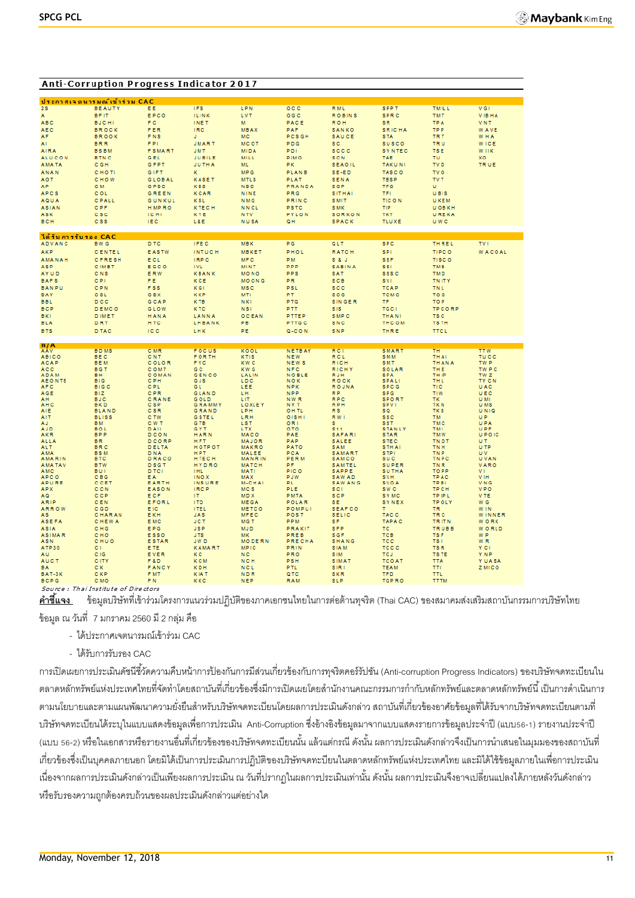## Anti-Corruption Progress Indicator 2017

**ประกาศเจตนารมณ์เข้าร่วม CAC**

| | | | | | | | | | | |
|---|---|---|---|---|---|---|---|---|---|---|
| 2S | BEAUTY | EE | IFS | LPN | OCC | RML | SPPT | TMILL | VGI |
| A | BFIT | EPCO | ILINK | LVT | OGC | ROBINS | SPRC | TMT | VIBHA |
| ABC | BJCHI | FC | INET | M | PACE | ROH | SR | TPA | VNT |
| AEC | BROCK | FER | IRC | MBAX | PAF | SANKO | SRICHA | TPP | WAVE |
| AF | BROOK | FNS | J | MC | PCSGH | SAUCE | STA | TRT | WHA |
| AI | BRR | FPI | JMART | MCOT | PDG | SC | SUSCO | TRU | WICE |
| AIRA | BSBM | FSMART | JMT | MIDA | PDI | SCCC | SYNTEC | TSE | WIIK |
| ALUCON | BTNC | GEL | JUBILE | MILL | PIMO | SCN | TAE | TU | XO |
| AMATA | CGH | GFPT | JUTHA | ML | PK | SEAOIL | TAKUNI | TVD | TRUE |
| ANAN | CHOTI | GIFT | K | MPG | PLANB | SE-ED | TASCO | TVO | |
| AOT | CHOW | GLOBAL | KASET | MTLS | PLAT | SENA | TBSP | TVT | |
| AP | CM | GPSC | KBS | NBC | PRANDA | SGP | TFG | U | |
| APCS | COL | GREEN | KCAR | NINE | PRG | SITHAI | TFI | UBIS | |
| AQUA | CPALL | GUNKUL | KSL | NMG | PRINC | SMIT | TICON | UKEM | |
| ASIAN | CPF | HMPRO | KTECH | NNCL | PSTC | SMK | TIP | UOBKH | |
| ASK | CSC | ICHI | KTE | NTV | PYLON | SORKON | TKT | UREKA | |
| BCH | CSS | IEC | L&E | NUSA | QH | SPACK | TLUXE | UWC | |

**ได้รับการรับรอง CAC**

| | | | | | | | | | |
|---|---|---|---|---|---|---|---|---|---|
| ADVANC | BWG | DTC | IFEC | MBK | PG | QLT | SPC | THREL | TVI |
| AKP | CENTEL | EASTW | INTUCH | MBKET | PHOL | RATCH | SPI | TIPCO | WACOAL |
| AMANAH | CFRESH | ECL | IRPC | MFC | PM | S & J | SSF | TISCO | |
| ASP | CIMBT | EGCO | IVL | MINT | PPP | SABINA | SSI | TMB | |
| AYUD | CNS | ERW | KBANK | MONO | PPS | SAT | SSSC | TMD | |
| BAFS | CPI | FE | KCE | MOONG | PR | SCB | SVI | TNITY | |
| BANPU | CPN | FSS | KGI | MSC | PSL | SCC | TCAP | TNL | |
| BAY | CSL | GBX | KKP | MTI | PT | SCG | TCMC | TOG | |
| BBL | DCC | GCAP | KTB | NKI | PTG | SINGER | TF | TOP | |
| BCP | DEMCO | GLOW | KTC | NSI | PTT | SIS | TGCI | TPCORP | |
| BKI | DIMET | HANA | LANNA | OCEAN | PTTEP | SMPC | THANI | TSC | |
| BLA | DRT | HTC | LHBANK | PB | PTTGC | SNC | THCOM | TSTH | |
| BTS | DTAC | ICC | LHK | PE | Q-CON | SNP | THRE | TTCL | |

**N/A**

| | | | | | | | | | | |
|---|---|---|---|---|---|---|---|---|---|---|
| AAV | BDMS | CMR | FOCUS | KOOL | NETBAY | RCI | SMART | TH | TTW |
| ABICO | BEC | CNT | FORTH | KTIS | NEW | RCL | SMM | THAI | TUCC |
| ACAP | BEM | COLOR | FVC | KWC | NEWS | RICH | SMT | THANA | TWP |
| ACC | BGT | COM7 | GC | KWG | NFC | RICHY | SOLAR | THE | TWPC |
| ADAM | BH | COMAN | GENCO | LALIN | NOBLE | RJH | SPA | THIP | TWZ |
| AEONTS | BIG | CPH | GJS | LDC | NOK | ROCK | SPALI | THL | TYCN |
| AFC | BIGC | CPL | GL | LEE | NPK | ROJNA | SPCG | TIC | UAC |
| AGE | BIZ | CPR | GLAND | LH | NPP | RP | SPG | TIW | UEC |
| AH | BJC | CRANE | GOLD | LIT | NWR | RPC | SPORT | TK | UMI |
| AHC | BKD | CSP | GRAMMY | LOXLEY | NYT | RPH | SPVI | TKN | UMS |
| AIE | BLAND | CSR | GRAND | LPH | OHTL | RS | SQ | TKS | UNIQ |
| AIT | BLISS | CTW | GSTEL | LRH | OISHI | RWI | SSC | TM | UP |
| AJ | BM | CWT | GTB | LST | ORI | S | SST | TMC | UPA |
| AJD | BOL | DAII | GYT | LTX | OTO | S11 | STANLY | TMI | UPF |
| AKR | BPP | DCON | HARN | MACO | PAE | SAFARI | STAR | TMW | UPOIC |
| ALLA | BR | DCORP | HFT | MAJOR | PAP | SALEE | STEC | TNDT | UT |
| ALT | BRC | DELTA | HOTPOT | MAKRO | PATO | SAM | STHAI | TNH | UTP |
| AMA | BSM | DNA | HPT | MALEE | PCA | SAMART | STPI | TNP | UV |
| AMARIN | BTC | DRACO | HTECH | MANRIN | PERM | SAMCO | SUC | TNPC | UVAN |
| AMATAV | BTW | DSGT | HYDRO | MATCH | PF | SAMTEL | SUPER | TNR | VARO |
| AMC | BUI | DTCI | IHL | MATI | PICO | SAPPE | SUTHA | TOPP | VI |
| APCO | CBG | EA | INOX | MAX | PJW | SAWAD | SVH | TPAC | VIH |
| APURE | CCET | EARTH | INSURE | M-CHAI | PL | SAWANG | SVOA | TPBI | VNG |
| APX | CCN | EASON | IRCP | MCS | PLE | SCI | SWC | TPCH | VPO |
| AQ | CCP | ECF | IT | MDX | PMTA | SCP | SYMC | TPIPL | VTE |
| ARIP | CEN | EFORL | ITD | MEGA | POLAR | SE | SYNEX | TPOLY | WG |
| ARROW | CGD | EIC | ITEL | METCO | POMPUI | SEAFCO | T | TR | WIN |
| AS | CHARAN | EKH | JAS | MFEC | POST | SELIC | TACC | TRC | WINNER |
| ASEFA | CHEWA | EMC | JCT | MGT | PPM | SF | TAPAC | TRITN | WORK |
| ASIA | CHG | EPG | JSP | MJD | PRAKIT | SFP | TC | TRUBB | WORLD |
| ASIMAR | CHO | ESSO | JTS | MK | PREB | SGF | TCB | TSF | WP |
| ASN | CHUO | ESTAR | JWD | MODERN | PRECHA | SHANG | TCC | TSI | WR |
| ATP30 | CI | ETE | KAMART | MPIC | PRIN | SIAM | TCCC | TSR | YCI |
| AU | CIG | EVER | KC | NC | PRO | SIM | TCJ | TSTE | YNP |
| AUCT | CITY | F&D | KCM | NCH | PSH | SIMAT | TCOAT | TTA | YUASA |
| BA | CK | FANCY | KDH | NCL | PTL | SIRI | TEAM | TTI | ZMICO |
| BAT-3K | CKP | FMT | KIAT | NDR | QTC | SKR | TFD | TTL | |
| BCPG | CMO | FN | KKC | NEP | RAM | SLP | TGPRO | TTTM | |

*Source : Thai Institute of Directors*

**คำชี้แจง** ข้อมูลบริษัทที่เข้าร่วมโครงการแนวร่วมปฏิบัติของภาคเอกชนไทยในการต่อต้านทุจริต (Thai CAC) ของสมาคมส่งเสริมสถาบันกรรมการบริษัทไทย ข้อมูล ณ วันที่ 7 มกราคม 2560 มี 2 กลุ่ม คือ

- ได้ประกาศเจตนารมณ์เข้าร่วม CAC
- ได้รับการรับรอง CAC

การเปิดเผยการประเมินดัชนีชี้วัดความคืบหน้าการป้องกันการมีส่วนเกี่ยวข้องกับการทุจริตคอร์รัปชัน (Anti-corruption Progress Indicators) ของบริษัทจดทะเบียนในตลาดหลักทรัพย์แห่งประเทศไทยที่จัดทำโดยสถาบันที่เกี่ยวข้องซึ่งมีการเปิดเผยโดยสำนักงานคณะกรรมการกำกับหลักทรัพย์และตลาดหลักทรัพย์นี้ เป็นการดำเนินการตามนโยบายและตามแผนพัฒนาความยั่งยืนสำหรับบริษัทจดทะเบียนโดยผลการประเมินดังกล่าว สถาบันที่เกี่ยวข้องอาศัยข้อมูลที่ได้รับจากบริษัทจดทะเบียนตามที่บริษัทจดทะเบียนได้ระบุในแบบแสดงข้อมูลเพื่อการประเมิน Anti-Corruption ซึ่งอ้างอิงข้อมูลมาจากแบบแสดงรายการข้อมูลประจำปี (แบบ56-1) รายงานประจำปี (แบบ 56-2) หรือในเอกสารหรือรายงานอื่นที่เกี่ยวข้องของบริษัทจดทะเบียนนั้น แล้วแต่กรณี ดังนั้น ผลการประเมินดังกล่าวจึงเป็นการนำเสนอในมุมมองของสถาบันที่เกี่ยวข้องซึ่งเป็นบุคคลภายนอก โดยมิได้เป็นการประเมินการปฏิบัติของบริษัทจดทะเบียนในตลาดหลักทรัพย์แห่งประเทศไทย และมิได้ใช้ข้อมูลภายในเพื่อการประเมิน เนื่องจากผลการประเมินดังกล่าวเป็นเพียงผลการประเมิน ณ วันที่ปรากฏในผลการประเมินเท่านั้น ดังนั้น ผลการประเมินจึงอาจเปลี่ยนแปลงได้ภายหลังวันดังกล่าว หรือรับรองความถูกต้องครบถ้วนของผลประเมินดังกล่าวแต่อย่างใด